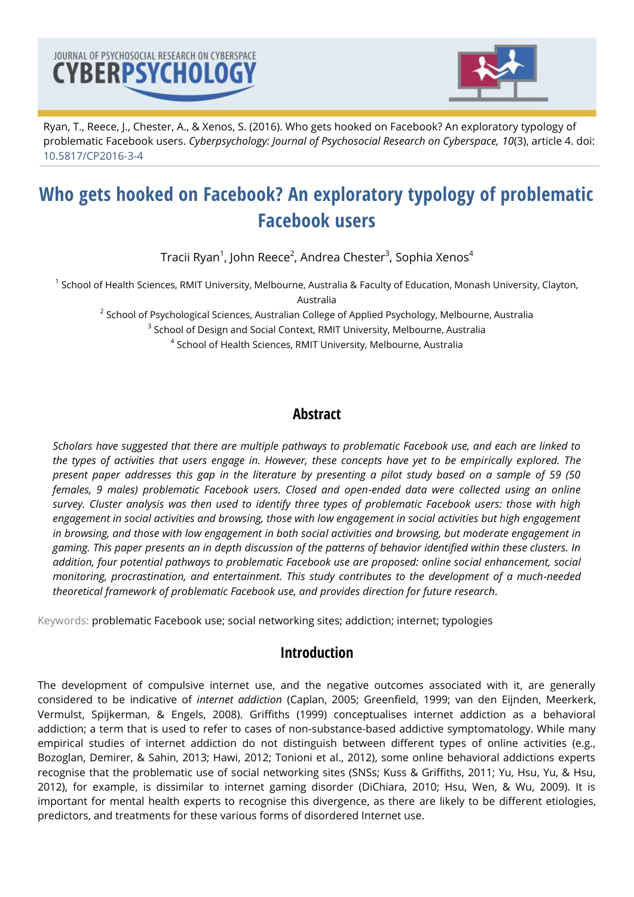Ryan, T., Reece, J., Chester, A., & Xenos, S. (2016). Who gets hooked on Facebook? An exploratory typology of problematic Facebook users. *Cyberpsychology: Journal of Psychosocial Research on Cyberspace, 10*(3), article 4. doi: 10.5817/CP2016-3-4

# Who gets hooked on Facebook? An exploratory typology of problematic Facebook users

Tracii Ryan[1], John Reece[2], Andrea Chester[3], Sophia Xenos[4]

[1] School of Health Sciences, RMIT University, Melbourne, Australia & Faculty of Education, Monash University, Clayton, Australia

[2] School of Psychological Sciences, Australian College of Applied Psychology, Melbourne, Australia

[3] School of Design and Social Context, RMIT University, Melbourne, Australia

[4] School of Health Sciences, RMIT University, Melbourne, Australia

## Abstract

*Scholars have suggested that there are multiple pathways to problematic Facebook use, and each are linked to the types of activities that users engage in. However, these concepts have yet to be empirically explored. The present paper addresses this gap in the literature by presenting a pilot study based on a sample of 59 (50 females, 9 males) problematic Facebook users. Closed and open-ended data were collected using an online survey. Cluster analysis was then used to identify three types of problematic Facebook users: those with high engagement in social activities and browsing, those with low engagement in social activities but high engagement in browsing, and those with low engagement in both social activities and browsing, but moderate engagement in gaming. This paper presents an in depth discussion of the patterns of behavior identified within these clusters. In addition, four potential pathways to problematic Facebook use are proposed: online social enhancement, social monitoring, procrastination, and entertainment. This study contributes to the development of a much-needed theoretical framework of problematic Facebook use, and provides direction for future research.*

Keywords: problematic Facebook use; social networking sites; addiction; internet; typologies

## Introduction

The development of compulsive internet use, and the negative outcomes associated with it, are generally considered to be indicative of *internet addiction* (Caplan, 2005; Greenfield, 1999; van den Eijnden, Meerkerk, Vermulst, Spijkerman, & Engels, 2008). Griffiths (1999) conceptualises internet addiction as a behavioral addiction; a term that is used to refer to cases of non-substance-based addictive symptomatology. While many empirical studies of internet addiction do not distinguish between different types of online activities (e.g., Bozoglan, Demirer, & Sahin, 2013; Hawi, 2012; Tonioni et al., 2012), some online behavioral addictions experts recognise that the problematic use of social networking sites (SNSs; Kuss & Griffiths, 2011; Yu, Hsu, Yu, & Hsu, 2012), for example, is dissimilar to internet gaming disorder (DiChiara, 2010; Hsu, Wen, & Wu, 2009). It is important for mental health experts to recognise this divergence, as there are likely to be different etiologies, predictors, and treatments for these various forms of disordered Internet use.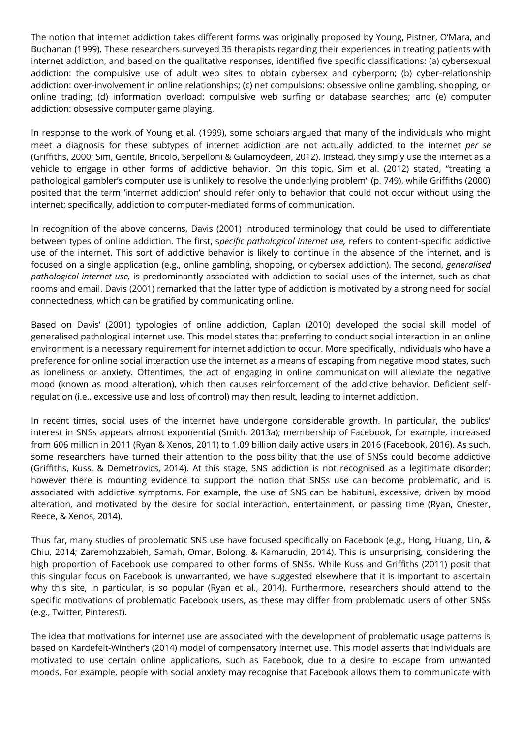The notion that internet addiction takes different forms was originally proposed by Young, Pistner, O'Mara, and Buchanan (1999). These researchers surveyed 35 therapists regarding their experiences in treating patients with internet addiction, and based on the qualitative responses, identified five specific classifications: (a) cybersexual addiction: the compulsive use of adult web sites to obtain cybersex and cyberporn; (b) cyber-relationship addiction: over-involvement in online relationships; (c) net compulsions: obsessive online gambling, shopping, or online trading; (d) information overload: compulsive web surfing or database searches; and (e) computer addiction: obsessive computer game playing.

In response to the work of Young et al. (1999), some scholars argued that many of the individuals who might meet a diagnosis for these subtypes of internet addiction are not actually addicted to the internet *per se* (Griffiths, 2000; Sim, Gentile, Bricolo, Serpelloni & Gulamoydeen, 2012). Instead, they simply use the internet as a vehicle to engage in other forms of addictive behavior. On this topic, Sim et al. (2012) stated, "treating a pathological gambler's computer use is unlikely to resolve the underlying problem" (p. 749), while Griffiths (2000) posited that the term 'internet addiction' should refer only to behavior that could not occur without using the internet; specifically, addiction to computer-mediated forms of communication.

In recognition of the above concerns, Davis (2001) introduced terminology that could be used to differentiate between types of online addiction. The first, *specific pathological internet use,* refers to content-specific addictive use of the internet. This sort of addictive behavior is likely to continue in the absence of the internet, and is focused on a single application (e.g., online gambling, shopping, or cybersex addiction). The second, *generalised pathological internet use,* is predominantly associated with addiction to social uses of the internet, such as chat rooms and email. Davis (2001) remarked that the latter type of addiction is motivated by a strong need for social connectedness, which can be gratified by communicating online.

Based on Davis' (2001) typologies of online addiction, Caplan (2010) developed the social skill model of generalised pathological internet use. This model states that preferring to conduct social interaction in an online environment is a necessary requirement for internet addiction to occur. More specifically, individuals who have a preference for online social interaction use the internet as a means of escaping from negative mood states, such as loneliness or anxiety. Oftentimes, the act of engaging in online communication will alleviate the negative mood (known as mood alteration), which then causes reinforcement of the addictive behavior. Deficient self-regulation (i.e., excessive use and loss of control) may then result, leading to internet addiction.

In recent times, social uses of the internet have undergone considerable growth. In particular, the publics' interest in SNSs appears almost exponential (Smith, 2013a); membership of Facebook, for example, increased from 606 million in 2011 (Ryan & Xenos, 2011) to 1.09 billion daily active users in 2016 (Facebook, 2016). As such, some researchers have turned their attention to the possibility that the use of SNSs could become addictive (Griffiths, Kuss, & Demetrovics, 2014). At this stage, SNS addiction is not recognised as a legitimate disorder; however there is mounting evidence to support the notion that SNSs use can become problematic, and is associated with addictive symptoms. For example, the use of SNS can be habitual, excessive, driven by mood alteration, and motivated by the desire for social interaction, entertainment, or passing time (Ryan, Chester, Reece, & Xenos, 2014).

Thus far, many studies of problematic SNS use have focused specifically on Facebook (e.g., Hong, Huang, Lin, & Chiu, 2014; Zaremohzzabieh, Samah, Omar, Bolong, & Kamarudin, 2014). This is unsurprising, considering the high proportion of Facebook use compared to other forms of SNSs. While Kuss and Griffiths (2011) posit that this singular focus on Facebook is unwarranted, we have suggested elsewhere that it is important to ascertain why this site, in particular, is so popular (Ryan et al., 2014). Furthermore, researchers should attend to the specific motivations of problematic Facebook users, as these may differ from problematic users of other SNSs (e.g., Twitter, Pinterest).

The idea that motivations for internet use are associated with the development of problematic usage patterns is based on Kardefelt-Winther's (2014) model of compensatory internet use. This model asserts that individuals are motivated to use certain online applications, such as Facebook, due to a desire to escape from unwanted moods. For example, people with social anxiety may recognise that Facebook allows them to communicate with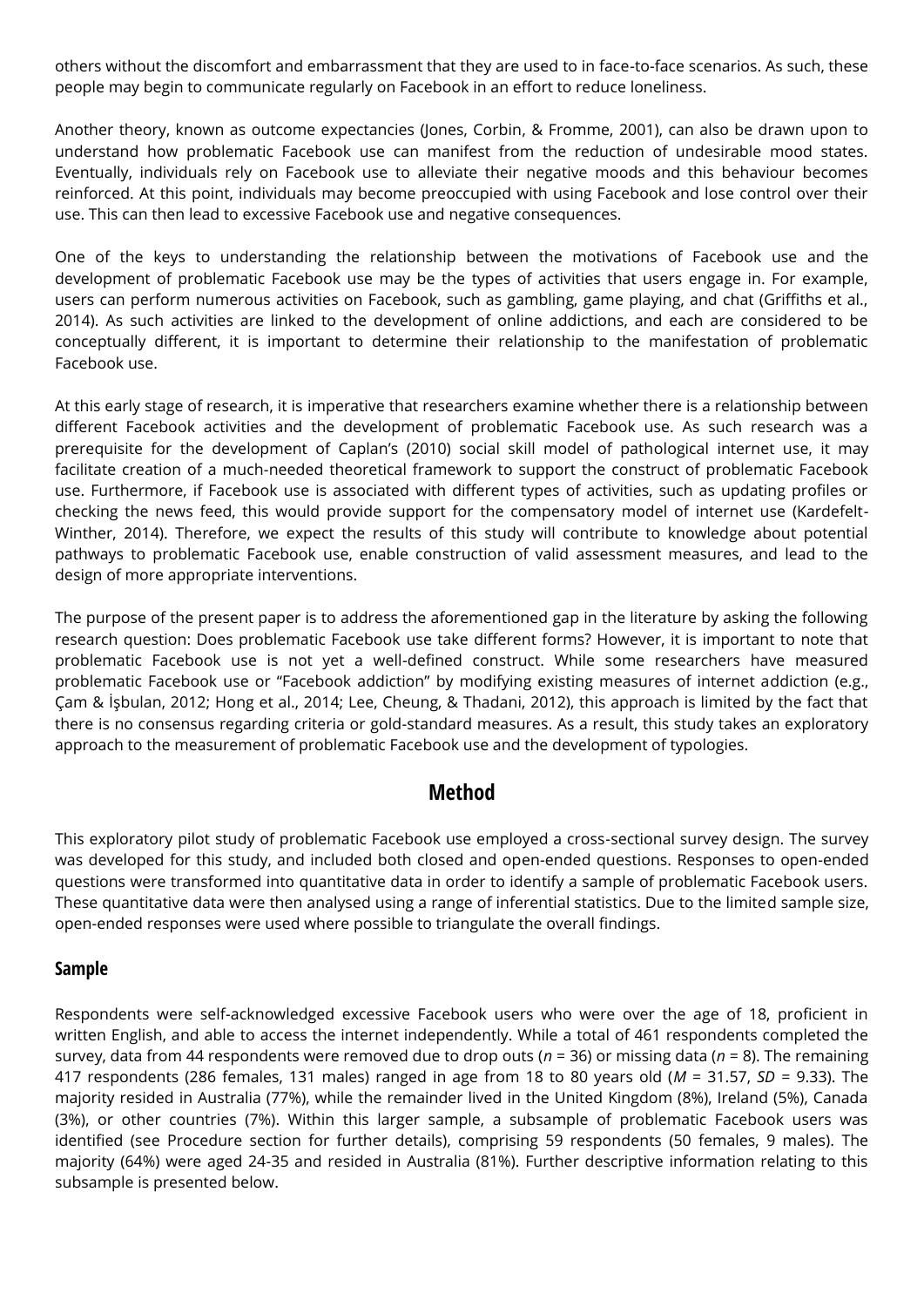others without the discomfort and embarrassment that they are used to in face-to-face scenarios. As such, these people may begin to communicate regularly on Facebook in an effort to reduce loneliness.

Another theory, known as outcome expectancies (Jones, Corbin, & Fromme, 2001), can also be drawn upon to understand how problematic Facebook use can manifest from the reduction of undesirable mood states. Eventually, individuals rely on Facebook use to alleviate their negative moods and this behaviour becomes reinforced. At this point, individuals may become preoccupied with using Facebook and lose control over their use. This can then lead to excessive Facebook use and negative consequences.

One of the keys to understanding the relationship between the motivations of Facebook use and the development of problematic Facebook use may be the types of activities that users engage in. For example, users can perform numerous activities on Facebook, such as gambling, game playing, and chat (Griffiths et al., 2014). As such activities are linked to the development of online addictions, and each are considered to be conceptually different, it is important to determine their relationship to the manifestation of problematic Facebook use.

At this early stage of research, it is imperative that researchers examine whether there is a relationship between different Facebook activities and the development of problematic Facebook use. As such research was a prerequisite for the development of Caplan's (2010) social skill model of pathological internet use, it may facilitate creation of a much-needed theoretical framework to support the construct of problematic Facebook use. Furthermore, if Facebook use is associated with different types of activities, such as updating profiles or checking the news feed, this would provide support for the compensatory model of internet use (Kardefelt-Winther, 2014). Therefore, we expect the results of this study will contribute to knowledge about potential pathways to problematic Facebook use, enable construction of valid assessment measures, and lead to the design of more appropriate interventions.

The purpose of the present paper is to address the aforementioned gap in the literature by asking the following research question: Does problematic Facebook use take different forms? However, it is important to note that problematic Facebook use is not yet a well-defined construct. While some researchers have measured problematic Facebook use or "Facebook addiction" by modifying existing measures of internet addiction (e.g., Çam & İşbulan, 2012; Hong et al., 2014; Lee, Cheung, & Thadani, 2012), this approach is limited by the fact that there is no consensus regarding criteria or gold-standard measures. As a result, this study takes an exploratory approach to the measurement of problematic Facebook use and the development of typologies.

## Method

This exploratory pilot study of problematic Facebook use employed a cross-sectional survey design. The survey was developed for this study, and included both closed and open-ended questions. Responses to open-ended questions were transformed into quantitative data in order to identify a sample of problematic Facebook users. These quantitative data were then analysed using a range of inferential statistics. Due to the limited sample size, open-ended responses were used where possible to triangulate the overall findings.

### Sample

Respondents were self-acknowledged excessive Facebook users who were over the age of 18, proficient in written English, and able to access the internet independently. While a total of 461 respondents completed the survey, data from 44 respondents were removed due to drop outs ($n$ = 36) or missing data ($n$ = 8). The remaining 417 respondents (286 females, 131 males) ranged in age from 18 to 80 years old ($M$ = 31.57, $SD$ = 9.33). The majority resided in Australia (77%), while the remainder lived in the United Kingdom (8%), Ireland (5%), Canada (3%), or other countries (7%). Within this larger sample, a subsample of problematic Facebook users was identified (see Procedure section for further details), comprising 59 respondents (50 females, 9 males). The majority (64%) were aged 24-35 and resided in Australia (81%). Further descriptive information relating to this subsample is presented below.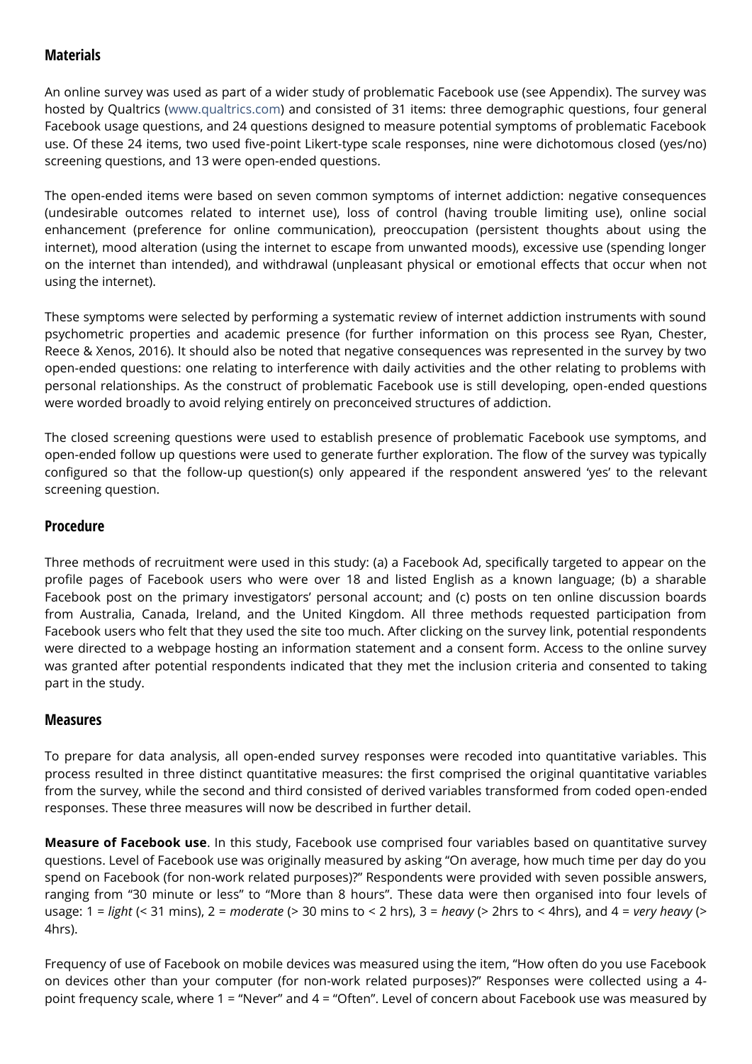## Materials

An online survey was used as part of a wider study of problematic Facebook use (see Appendix). The survey was hosted by Qualtrics (www.qualtrics.com) and consisted of 31 items: three demographic questions, four general Facebook usage questions, and 24 questions designed to measure potential symptoms of problematic Facebook use. Of these 24 items, two used five-point Likert-type scale responses, nine were dichotomous closed (yes/no) screening questions, and 13 were open-ended questions.

The open-ended items were based on seven common symptoms of internet addiction: negative consequences (undesirable outcomes related to internet use), loss of control (having trouble limiting use), online social enhancement (preference for online communication), preoccupation (persistent thoughts about using the internet), mood alteration (using the internet to escape from unwanted moods), excessive use (spending longer on the internet than intended), and withdrawal (unpleasant physical or emotional effects that occur when not using the internet).

These symptoms were selected by performing a systematic review of internet addiction instruments with sound psychometric properties and academic presence (for further information on this process see Ryan, Chester, Reece & Xenos, 2016). It should also be noted that negative consequences was represented in the survey by two open-ended questions: one relating to interference with daily activities and the other relating to problems with personal relationships. As the construct of problematic Facebook use is still developing, open-ended questions were worded broadly to avoid relying entirely on preconceived structures of addiction.

The closed screening questions were used to establish presence of problematic Facebook use symptoms, and open-ended follow up questions were used to generate further exploration. The flow of the survey was typically configured so that the follow-up question(s) only appeared if the respondent answered 'yes' to the relevant screening question.

## Procedure

Three methods of recruitment were used in this study: (a) a Facebook Ad, specifically targeted to appear on the profile pages of Facebook users who were over 18 and listed English as a known language; (b) a sharable Facebook post on the primary investigators' personal account; and (c) posts on ten online discussion boards from Australia, Canada, Ireland, and the United Kingdom. All three methods requested participation from Facebook users who felt that they used the site too much. After clicking on the survey link, potential respondents were directed to a webpage hosting an information statement and a consent form. Access to the online survey was granted after potential respondents indicated that they met the inclusion criteria and consented to taking part in the study.

## Measures

To prepare for data analysis, all open-ended survey responses were recoded into quantitative variables. This process resulted in three distinct quantitative measures: the first comprised the original quantitative variables from the survey, while the second and third consisted of derived variables transformed from coded open-ended responses. These three measures will now be described in further detail.

**Measure of Facebook use**. In this study, Facebook use comprised four variables based on quantitative survey questions. Level of Facebook use was originally measured by asking "On average, how much time per day do you spend on Facebook (for non-work related purposes)?" Respondents were provided with seven possible answers, ranging from "30 minute or less" to "More than 8 hours". These data were then organised into four levels of usage: 1 = *light* (< 31 mins), 2 = *moderate* (> 30 mins to < 2 hrs), 3 = *heavy* (> 2hrs to < 4hrs), and 4 = *very heavy* (> 4hrs).

Frequency of use of Facebook on mobile devices was measured using the item, "How often do you use Facebook on devices other than your computer (for non-work related purposes)?" Responses were collected using a 4-point frequency scale, where 1 = "Never" and 4 = "Often". Level of concern about Facebook use was measured by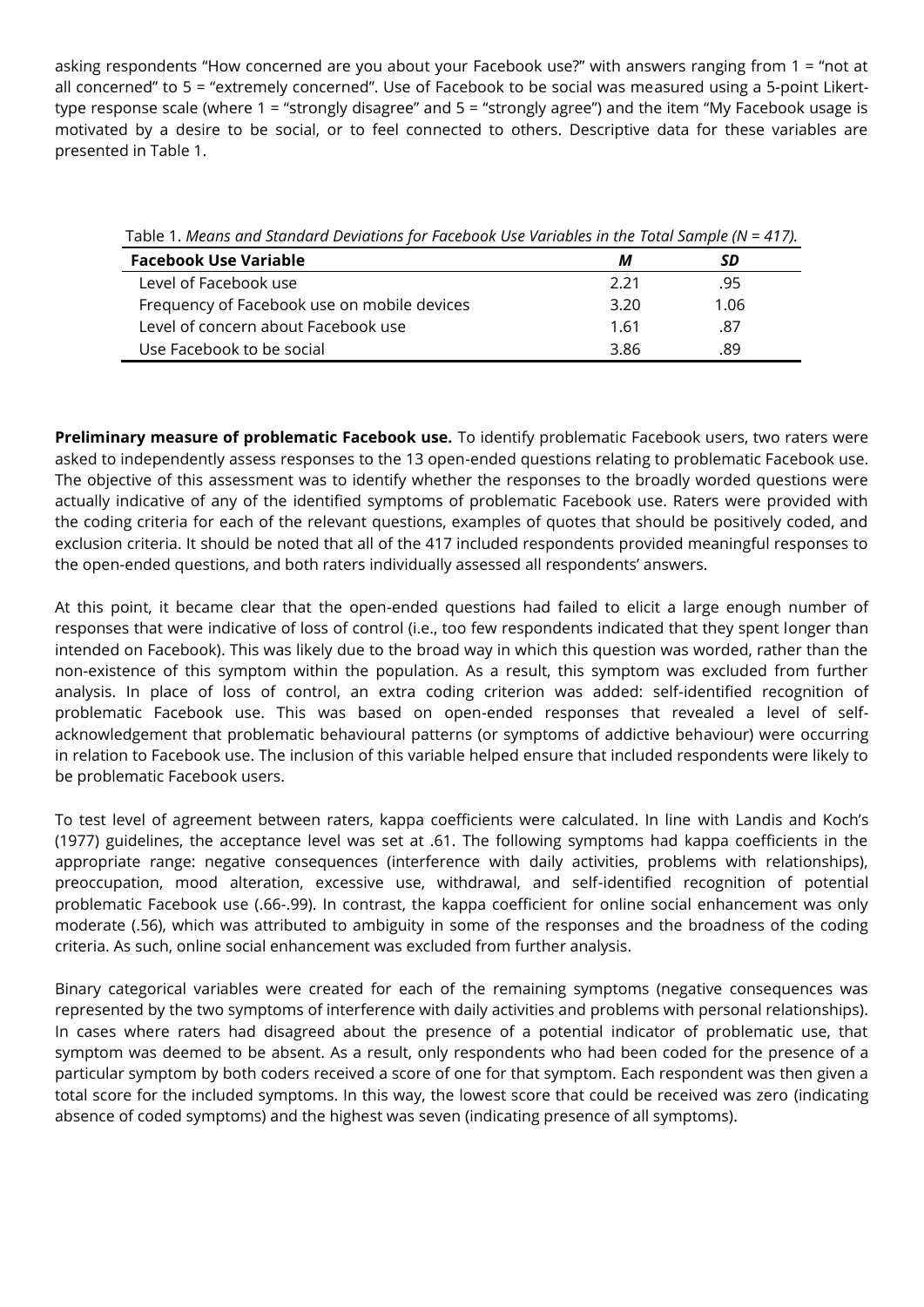asking respondents "How concerned are you about your Facebook use?" with answers ranging from 1 = "not at all concerned" to 5 = "extremely concerned". Use of Facebook to be social was measured using a 5-point Likert-type response scale (where 1 = "strongly disagree" and 5 = "strongly agree") and the item "My Facebook usage is motivated by a desire to be social, or to feel connected to others. Descriptive data for these variables are presented in Table 1.

Table 1. *Means and Standard Deviations for Facebook Use Variables in the Total Sample (N = 417).*

| Facebook Use Variable | *M* | *SD* |
|---|---|---|
| Level of Facebook use | 2.21 | .95 |
| Frequency of Facebook use on mobile devices | 3.20 | 1.06 |
| Level of concern about Facebook use | 1.61 | .87 |
| Use Facebook to be social | 3.86 | .89 |

**Preliminary measure of problematic Facebook use.** To identify problematic Facebook users, two raters were asked to independently assess responses to the 13 open-ended questions relating to problematic Facebook use. The objective of this assessment was to identify whether the responses to the broadly worded questions were actually indicative of any of the identified symptoms of problematic Facebook use. Raters were provided with the coding criteria for each of the relevant questions, examples of quotes that should be positively coded, and exclusion criteria. It should be noted that all of the 417 included respondents provided meaningful responses to the open-ended questions, and both raters individually assessed all respondents' answers.

At this point, it became clear that the open-ended questions had failed to elicit a large enough number of responses that were indicative of loss of control (i.e., too few respondents indicated that they spent longer than intended on Facebook). This was likely due to the broad way in which this question was worded, rather than the non-existence of this symptom within the population. As a result, this symptom was excluded from further analysis. In place of loss of control, an extra coding criterion was added: self-identified recognition of problematic Facebook use. This was based on open-ended responses that revealed a level of self-acknowledgement that problematic behavioural patterns (or symptoms of addictive behaviour) were occurring in relation to Facebook use. The inclusion of this variable helped ensure that included respondents were likely to be problematic Facebook users.

To test level of agreement between raters, kappa coefficients were calculated. In line with Landis and Koch's (1977) guidelines, the acceptance level was set at .61. The following symptoms had kappa coefficients in the appropriate range: negative consequences (interference with daily activities, problems with relationships), preoccupation, mood alteration, excessive use, withdrawal, and self-identified recognition of potential problematic Facebook use (.66-.99). In contrast, the kappa coefficient for online social enhancement was only moderate (.56), which was attributed to ambiguity in some of the responses and the broadness of the coding criteria. As such, online social enhancement was excluded from further analysis.

Binary categorical variables were created for each of the remaining symptoms (negative consequences was represented by the two symptoms of interference with daily activities and problems with personal relationships). In cases where raters had disagreed about the presence of a potential indicator of problematic use, that symptom was deemed to be absent. As a result, only respondents who had been coded for the presence of a particular symptom by both coders received a score of one for that symptom. Each respondent was then given a total score for the included symptoms. In this way, the lowest score that could be received was zero (indicating absence of coded symptoms) and the highest was seven (indicating presence of all symptoms).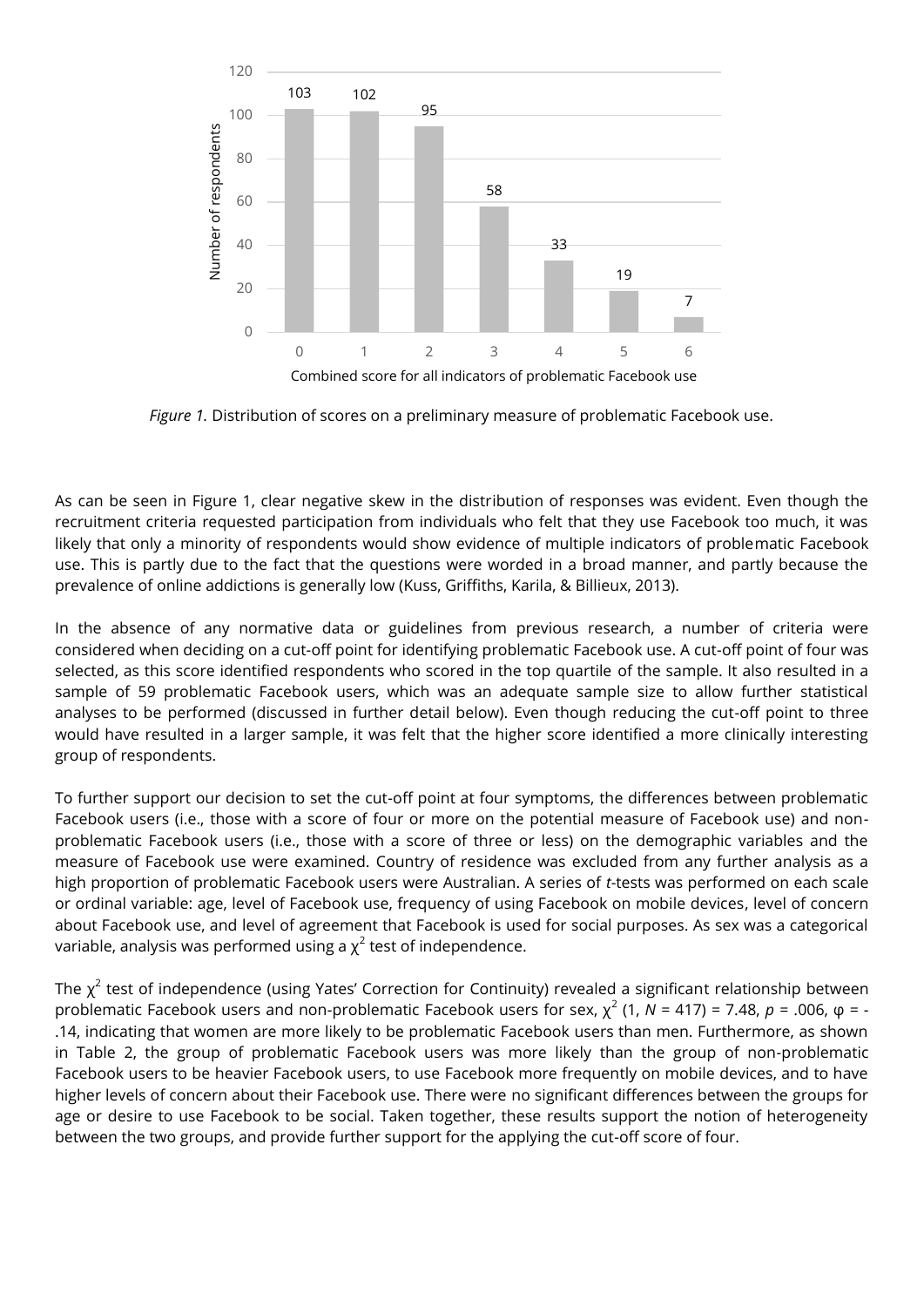*Figure 1.* Distribution of scores on a preliminary measure of problematic Facebook use.

As can be seen in Figure 1, clear negative skew in the distribution of responses was evident. Even though the recruitment criteria requested participation from individuals who felt that they use Facebook too much, it was likely that only a minority of respondents would show evidence of multiple indicators of problematic Facebook use. This is partly due to the fact that the questions were worded in a broad manner, and partly because the prevalence of online addictions is generally low (Kuss, Griffiths, Karila, & Billieux, 2013).

In the absence of any normative data or guidelines from previous research, a number of criteria were considered when deciding on a cut-off point for identifying problematic Facebook use. A cut-off point of four was selected, as this score identified respondents who scored in the top quartile of the sample. It also resulted in a sample of 59 problematic Facebook users, which was an adequate sample size to allow further statistical analyses to be performed (discussed in further detail below). Even though reducing the cut-off point to three would have resulted in a larger sample, it was felt that the higher score identified a more clinically interesting group of respondents.

To further support our decision to set the cut-off point at four symptoms, the differences between problematic Facebook users (i.e., those with a score of four or more on the potential measure of Facebook use) and non-problematic Facebook users (i.e., those with a score of three or less) on the demographic variables and the measure of Facebook use were examined. Country of residence was excluded from any further analysis as a high proportion of problematic Facebook users were Australian. A series of *t*-tests was performed on each scale or ordinal variable: age, level of Facebook use, frequency of using Facebook on mobile devices, level of concern about Facebook use, and level of agreement that Facebook is used for social purposes. As sex was a categorical variable, analysis was performed using a $\chi^2$ test of independence.

The $\chi^2$ test of independence (using Yates' Correction for Continuity) revealed a significant relationship between problematic Facebook users and non-problematic Facebook users for sex, $\chi^2$ (1, *N* = 417) = 7.48, *p* = .006, φ = -.14, indicating that women are more likely to be problematic Facebook users than men. Furthermore, as shown in Table 2, the group of problematic Facebook users was more likely than the group of non-problematic Facebook users to be heavier Facebook users, to use Facebook more frequently on mobile devices, and to have higher levels of concern about their Facebook use. There were no significant differences between the groups for age or desire to use Facebook to be social. Taken together, these results support the notion of heterogeneity between the two groups, and provide further support for the applying the cut-off score of four.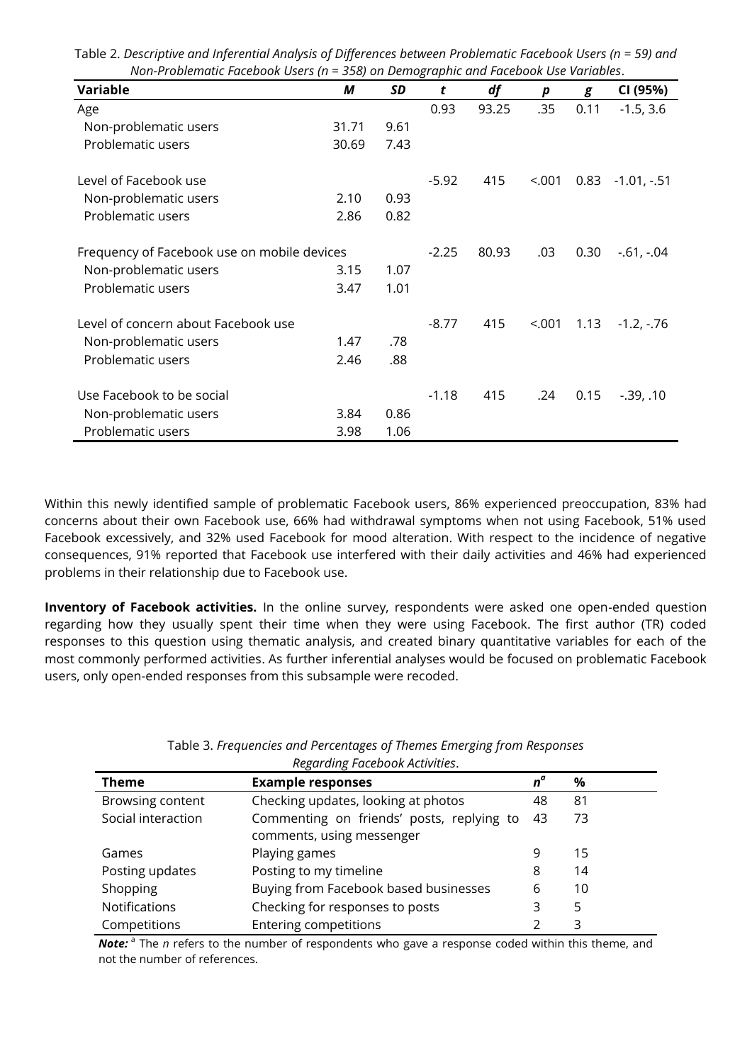Table 2. *Descriptive and Inferential Analysis of Differences between Problematic Facebook Users (n = 59) and Non-Problematic Facebook Users (n = 358) on Demographic and Facebook Use Variables*.

| Variable | *M* | *SD* | *t* | *df* | *p* | *g* | CI (95%) |
|---|---|---|---|---|---|---|---|
| Age | | | 0.93 | 93.25 | .35 | 0.11 | -1.5, 3.6 |
| Non-problematic users | 31.71 | 9.61 | | | | | |
| Problematic users | 30.69 | 7.43 | | | | | |
| Level of Facebook use | | | -5.92 | 415 | <.001 | 0.83 | -1.01, -.51 |
| Non-problematic users | 2.10 | 0.93 | | | | | |
| Problematic users | 2.86 | 0.82 | | | | | |
| Frequency of Facebook use on mobile devices | | | -2.25 | 80.93 | .03 | 0.30 | -.61, -.04 |
| Non-problematic users | 3.15 | 1.07 | | | | | |
| Problematic users | 3.47 | 1.01 | | | | | |
| Level of concern about Facebook use | | | -8.77 | 415 | <.001 | 1.13 | -1.2, -.76 |
| Non-problematic users | 1.47 | .78 | | | | | |
| Problematic users | 2.46 | .88 | | | | | |
| Use Facebook to be social | | | -1.18 | 415 | .24 | 0.15 | -.39, .10 |
| Non-problematic users | 3.84 | 0.86 | | | | | |
| Problematic users | 3.98 | 1.06 | | | | | |

Within this newly identified sample of problematic Facebook users, 86% experienced preoccupation, 83% had concerns about their own Facebook use, 66% had withdrawal symptoms when not using Facebook, 51% used Facebook excessively, and 32% used Facebook for mood alteration. With respect to the incidence of negative consequences, 91% reported that Facebook use interfered with their daily activities and 46% had experienced problems in their relationship due to Facebook use.

**Inventory of Facebook activities.** In the online survey, respondents were asked one open-ended question regarding how they usually spent their time when they were using Facebook. The first author (TR) coded responses to this question using thematic analysis, and created binary quantitative variables for each of the most commonly performed activities. As further inferential analyses would be focused on problematic Facebook users, only open-ended responses from this subsample were recoded.

Table 3. *Frequencies and Percentages of Themes Emerging from Responses Regarding Facebook Activities*.

| Theme | Example responses | *n*[a] | % |
|---|---|---|---|
| Browsing content | Checking updates, looking at photos | 48 | 81 |
| Social interaction | Commenting on friends' posts, replying to comments, using messenger | 43 | 73 |
| Games | Playing games | 9 | 15 |
| Posting updates | Posting to my timeline | 8 | 14 |
| Shopping | Buying from Facebook based businesses | 6 | 10 |
| Notifications | Checking for responses to posts | 3 | 5 |
| Competitions | Entering competitions | 2 | 3 |

***Note:*** [a] The *n* refers to the number of respondents who gave a response coded within this theme, and not the number of references.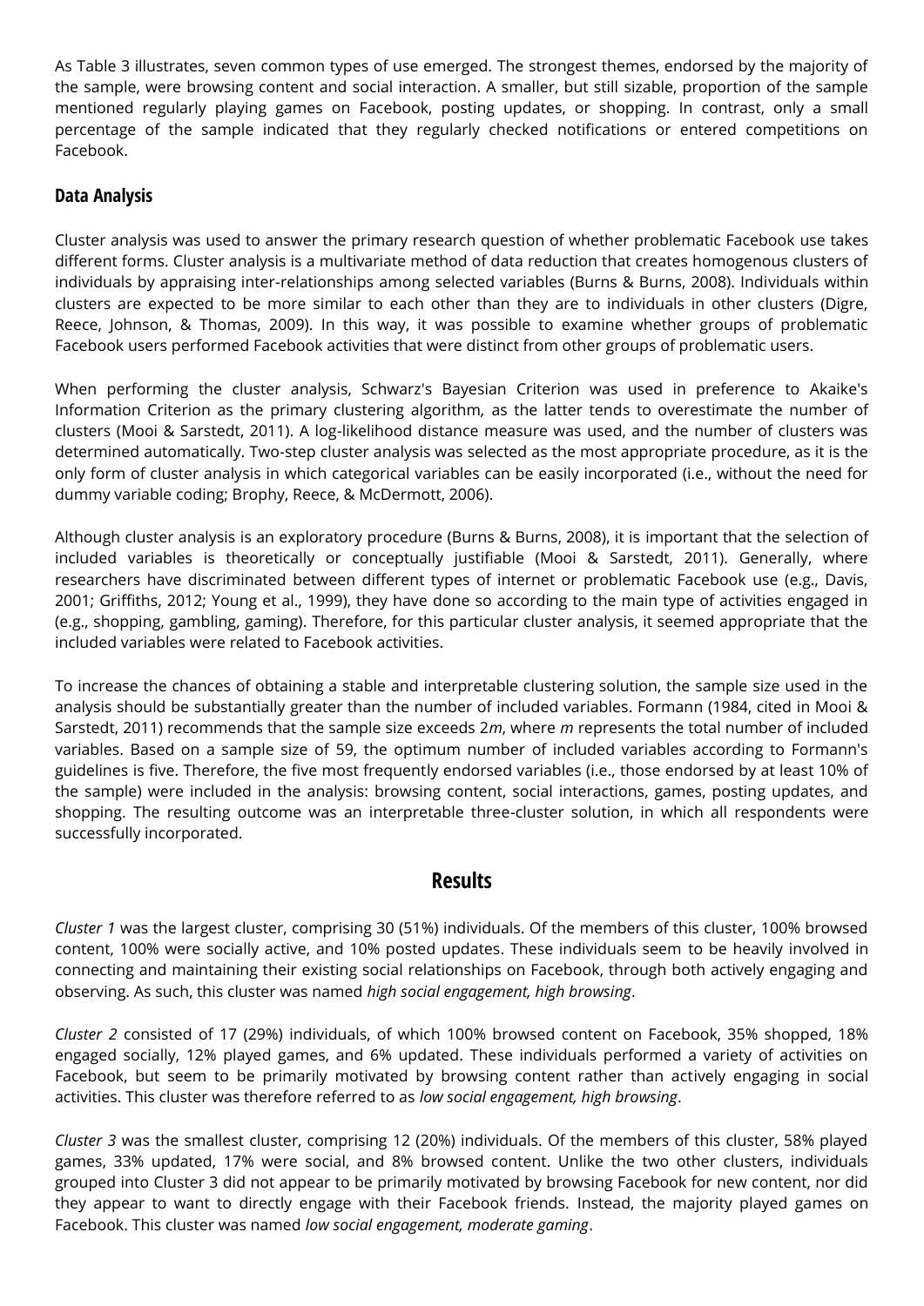As Table 3 illustrates, seven common types of use emerged. The strongest themes, endorsed by the majority of the sample, were browsing content and social interaction. A smaller, but still sizable, proportion of the sample mentioned regularly playing games on Facebook, posting updates, or shopping. In contrast, only a small percentage of the sample indicated that they regularly checked notifications or entered competitions on Facebook.

### Data Analysis

Cluster analysis was used to answer the primary research question of whether problematic Facebook use takes different forms. Cluster analysis is a multivariate method of data reduction that creates homogenous clusters of individuals by appraising inter-relationships among selected variables (Burns & Burns, 2008). Individuals within clusters are expected to be more similar to each other than they are to individuals in other clusters (Digre, Reece, Johnson, & Thomas, 2009). In this way, it was possible to examine whether groups of problematic Facebook users performed Facebook activities that were distinct from other groups of problematic users.

When performing the cluster analysis, Schwarz's Bayesian Criterion was used in preference to Akaike's Information Criterion as the primary clustering algorithm*,* as the latter tends to overestimate the number of clusters (Mooi & Sarstedt, 2011). A log-likelihood distance measure was used, and the number of clusters was determined automatically. Two-step cluster analysis was selected as the most appropriate procedure, as it is the only form of cluster analysis in which categorical variables can be easily incorporated (i.e., without the need for dummy variable coding; Brophy, Reece, & McDermott, 2006).

Although cluster analysis is an exploratory procedure (Burns & Burns, 2008), it is important that the selection of included variables is theoretically or conceptually justifiable (Mooi & Sarstedt, 2011). Generally, where researchers have discriminated between different types of internet or problematic Facebook use (e.g., Davis, 2001; Griffiths, 2012; Young et al., 1999), they have done so according to the main type of activities engaged in (e.g., shopping, gambling, gaming). Therefore, for this particular cluster analysis, it seemed appropriate that the included variables were related to Facebook activities.

To increase the chances of obtaining a stable and interpretable clustering solution, the sample size used in the analysis should be substantially greater than the number of included variables. Formann (1984, cited in Mooi & Sarstedt, 2011) recommends that the sample size exceeds $2m$, where $m$ represents the total number of included variables. Based on a sample size of 59, the optimum number of included variables according to Formann's guidelines is five. Therefore, the five most frequently endorsed variables (i.e., those endorsed by at least 10% of the sample) were included in the analysis: browsing content, social interactions, games, posting updates, and shopping. The resulting outcome was an interpretable three-cluster solution, in which all respondents were successfully incorporated.

## Results

*Cluster 1* was the largest cluster, comprising 30 (51%) individuals. Of the members of this cluster, 100% browsed content, 100% were socially active, and 10% posted updates. These individuals seem to be heavily involved in connecting and maintaining their existing social relationships on Facebook, through both actively engaging and observing. As such, this cluster was named *high social engagement, high browsing*.

*Cluster 2* consisted of 17 (29%) individuals, of which 100% browsed content on Facebook, 35% shopped, 18% engaged socially, 12% played games, and 6% updated. These individuals performed a variety of activities on Facebook, but seem to be primarily motivated by browsing content rather than actively engaging in social activities. This cluster was therefore referred to as *low social engagement, high browsing*.

*Cluster 3* was the smallest cluster, comprising 12 (20%) individuals. Of the members of this cluster, 58% played games, 33% updated, 17% were social, and 8% browsed content. Unlike the two other clusters, individuals grouped into Cluster 3 did not appear to be primarily motivated by browsing Facebook for new content, nor did they appear to want to directly engage with their Facebook friends. Instead, the majority played games on Facebook. This cluster was named *low social engagement, moderate gaming*.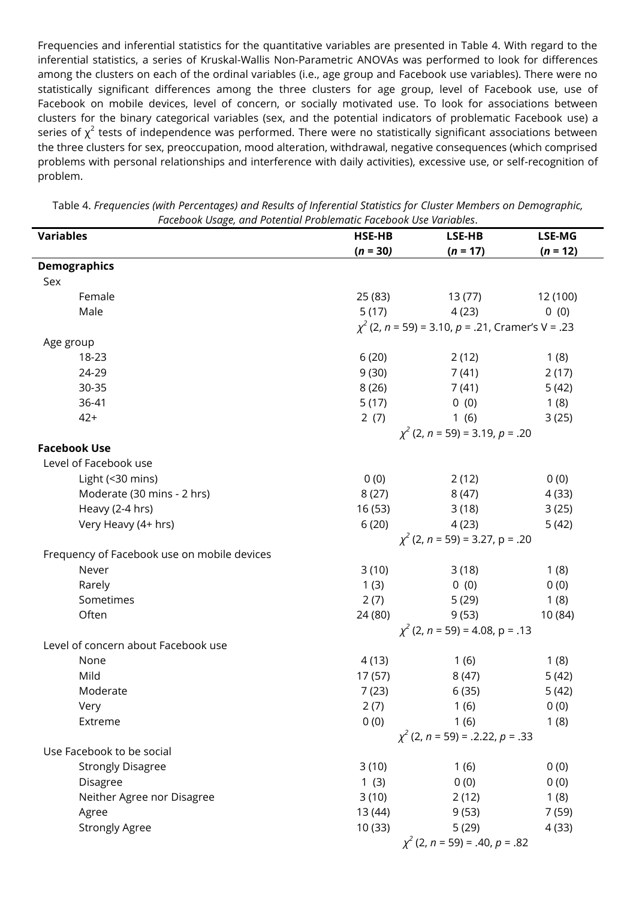Frequencies and inferential statistics for the quantitative variables are presented in Table 4. With regard to the inferential statistics, a series of Kruskal-Wallis Non-Parametric ANOVAs was performed to look for differences among the clusters on each of the ordinal variables (i.e., age group and Facebook use variables). There were no statistically significant differences among the three clusters for age group, level of Facebook use, use of Facebook on mobile devices, level of concern, or socially motivated use. To look for associations between clusters for the binary categorical variables (sex, and the potential indicators of problematic Facebook use) a series of $\chi^2$ tests of independence was performed. There were no statistically significant associations between the three clusters for sex, preoccupation, mood alteration, withdrawal, negative consequences (which comprised problems with personal relationships and interference with daily activities), excessive use, or self-recognition of problem.

Table 4. *Frequencies (with Percentages) and Results of Inferential Statistics for Cluster Members on Demographic, Facebook Usage, and Potential Problematic Facebook Use Variables*.

| **Variables** | **HSE-HB** ($n$ = 30) | **LSE-HB** ($n$ = 17) | **LSE-MG** ($n$ = 12) |
|---|---|---|---|
| **Demographics** | | | |
| Sex | | | |
| Female | 25 (83) | 13 (77) | 12 (100) |
| Male | 5 (17) | 4 (23) | 0 (0) |
| | $\chi^2$ (2, $n$ = 59) = 3.10, $p$ = .21, Cramer's V = .23 | | |
| Age group | | | |
| 18-23 | 6 (20) | 2 (12) | 1 (8) |
| 24-29 | 9 (30) | 7 (41) | 2 (17) |
| 30-35 | 8 (26) | 7 (41) | 5 (42) |
| 36-41 | 5 (17) | 0 (0) | 1 (8) |
| 42+ | 2 (7) | 1 (6) | 3 (25) |
| | $\chi^2$ (2, $n$ = 59) = 3.19, $p$ = .20 | | |
| **Facebook Use** | | | |
| Level of Facebook use | | | |
| Light (<30 mins) | 0 (0) | 2 (12) | 0 (0) |
| Moderate (30 mins - 2 hrs) | 8 (27) | 8 (47) | 4 (33) |
| Heavy (2-4 hrs) | 16 (53) | 3 (18) | 3 (25) |
| Very Heavy (4+ hrs) | 6 (20) | 4 (23) | 5 (42) |
| | $\chi^2$ (2, $n$ = 59) = 3.27, p = .20 | | |
| Frequency of Facebook use on mobile devices | | | |
| Never | 3 (10) | 3 (18) | 1 (8) |
| Rarely | 1 (3) | 0 (0) | 0 (0) |
| Sometimes | 2 (7) | 5 (29) | 1 (8) |
| Often | 24 (80) | 9 (53) | 10 (84) |
| | $\chi^2$ (2, $n$ = 59) = 4.08, p = .13 | | |
| Level of concern about Facebook use | | | |
| None | 4 (13) | 1 (6) | 1 (8) |
| Mild | 17 (57) | 8 (47) | 5 (42) |
| Moderate | 7 (23) | 6 (35) | 5 (42) |
| Very | 2 (7) | 1 (6) | 0 (0) |
| Extreme | 0 (0) | 1 (6) | 1 (8) |
| | $\chi^2$ (2, $n$ = 59) = .2.22, $p$ = .33 | | |
| Use Facebook to be social | | | |
| Strongly Disagree | 3 (10) | 1 (6) | 0 (0) |
| Disagree | 1 (3) | 0 (0) | 0 (0) |
| Neither Agree nor Disagree | 3 (10) | 2 (12) | 1 (8) |
| Agree | 13 (44) | 9 (53) | 7 (59) |
| Strongly Agree | 10 (33) | 5 (29) | 4 (33) |
| | $\chi^2$ (2, $n$ = 59) = .40, $p$ = .82 | | |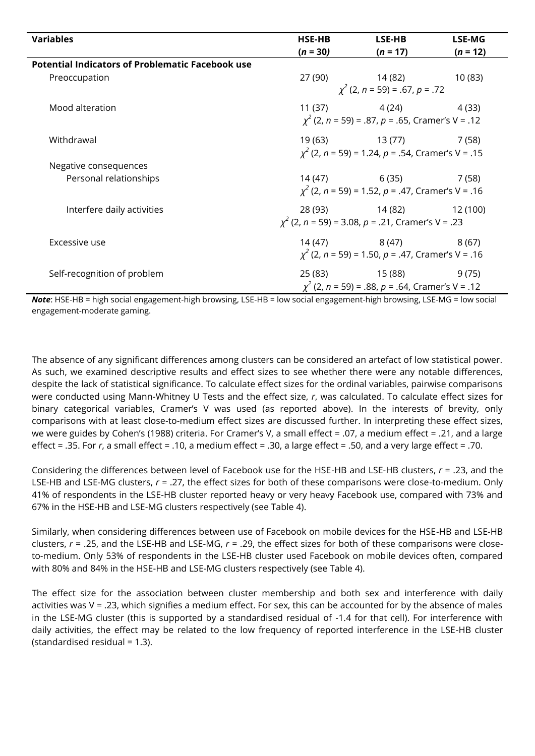| Variables | HSE-HB ($n$ = 30) | LSE-HB ($n$ = 17) | LSE-MG ($n$ = 12) |
|---|---|---|---|
| **Potential Indicators of Problematic Facebook use** | | | |
| Preoccupation | 27 (90) | 14 (82) | 10 (83) |
| | $\chi^2$ (2, $n$ = 59) = .67, $p$ = .72 | | |
| Mood alteration | 11 (37) | 4 (24) | 4 (33) |
| | $\chi^2$ (2, $n$ = 59) = .87, $p$ = .65, Cramer's V = .12 | | |
| Withdrawal | 19 (63) | 13 (77) | 7 (58) |
| | $\chi^2$ (2, $n$ = 59) = 1.24, $p$ = .54, Cramer's V = .15 | | |
| Negative consequences | | | |
| Personal relationships | 14 (47) | 6 (35) | 7 (58) |
| | $\chi^2$ (2, $n$ = 59) = 1.52, $p$ = .47, Cramer's V = .16 | | |
| Interfere daily activities | 28 (93) | 14 (82) | 12 (100) |
| | $\chi^2$ (2, $n$ = 59) = 3.08, $p$ = .21, Cramer's V = .23 | | |
| Excessive use | 14 (47) | 8 (47) | 8 (67) |
| | $\chi^2$ (2, $n$ = 59) = 1.50, $p$ = .47, Cramer's V = .16 | | |
| Self-recognition of problem | 25 (83) | 15 (88) | 9 (75) |
| | $\chi^2$ (2, $n$ = 59) = .88, $p$ = .64, Cramer's V = .12 | | |

***Note***: HSE-HB = high social engagement-high browsing, LSE-HB = low social engagement-high browsing, LSE-MG = low social engagement-moderate gaming.

The absence of any significant differences among clusters can be considered an artefact of low statistical power. As such, we examined descriptive results and effect sizes to see whether there were any notable differences, despite the lack of statistical significance. To calculate effect sizes for the ordinal variables, pairwise comparisons were conducted using Mann-Whitney U Tests and the effect size, *r*, was calculated. To calculate effect sizes for binary categorical variables, Cramer's V was used (as reported above). In the interests of brevity, only comparisons with at least close-to-medium effect sizes are discussed further. In interpreting these effect sizes, we were guides by Cohen's (1988) criteria. For Cramer's V, a small effect = .07, a medium effect = .21, and a large effect = .35. For *r*, a small effect = .10, a medium effect = .30, a large effect = .50, and a very large effect = .70.

Considering the differences between level of Facebook use for the HSE-HB and LSE-HB clusters, $r$ = .23, and the LSE-HB and LSE-MG clusters, $r$ = .27, the effect sizes for both of these comparisons were close-to-medium. Only 41% of respondents in the LSE-HB cluster reported heavy or very heavy Facebook use, compared with 73% and 67% in the HSE-HB and LSE-MG clusters respectively (see Table 4).

Similarly, when considering differences between use of Facebook on mobile devices for the HSE-HB and LSE-HB clusters, $r$ = .25, and the LSE-HB and LSE-MG, $r$ = .29, the effect sizes for both of these comparisons were close-to-medium. Only 53% of respondents in the LSE-HB cluster used Facebook on mobile devices often, compared with 80% and 84% in the HSE-HB and LSE-MG clusters respectively (see Table 4).

The effect size for the association between cluster membership and both sex and interference with daily activities was V = .23, which signifies a medium effect. For sex, this can be accounted for by the absence of males in the LSE-MG cluster (this is supported by a standardised residual of -1.4 for that cell). For interference with daily activities, the effect may be related to the low frequency of reported interference in the LSE-HB cluster (standardised residual = 1.3).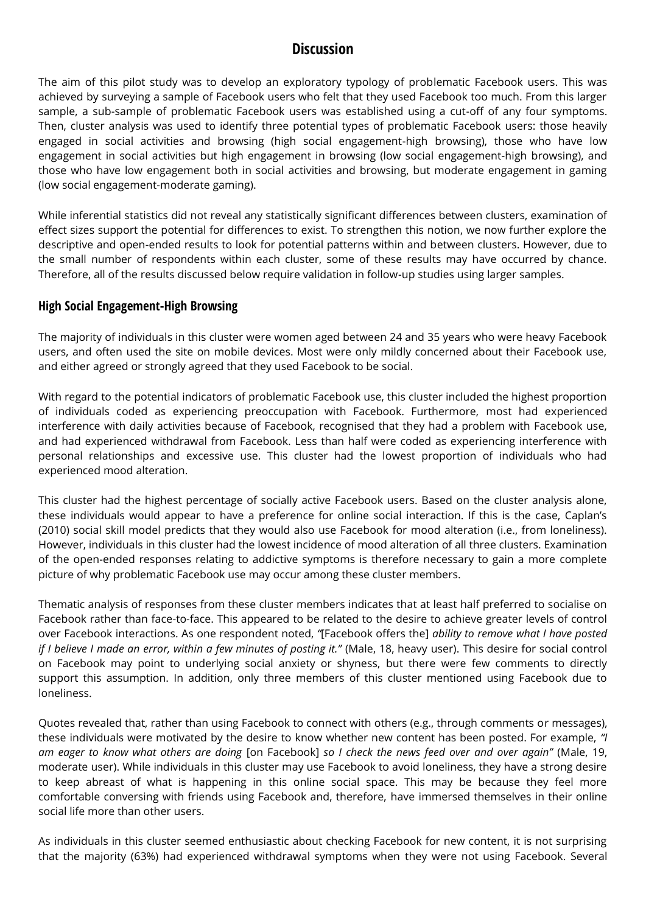## Discussion

The aim of this pilot study was to develop an exploratory typology of problematic Facebook users. This was achieved by surveying a sample of Facebook users who felt that they used Facebook too much. From this larger sample, a sub-sample of problematic Facebook users was established using a cut-off of any four symptoms. Then, cluster analysis was used to identify three potential types of problematic Facebook users: those heavily engaged in social activities and browsing (high social engagement-high browsing), those who have low engagement in social activities but high engagement in browsing (low social engagement-high browsing), and those who have low engagement both in social activities and browsing, but moderate engagement in gaming (low social engagement-moderate gaming).

While inferential statistics did not reveal any statistically significant differences between clusters, examination of effect sizes support the potential for differences to exist. To strengthen this notion, we now further explore the descriptive and open-ended results to look for potential patterns within and between clusters. However, due to the small number of respondents within each cluster, some of these results may have occurred by chance. Therefore, all of the results discussed below require validation in follow-up studies using larger samples.

### High Social Engagement-High Browsing

The majority of individuals in this cluster were women aged between 24 and 35 years who were heavy Facebook users, and often used the site on mobile devices. Most were only mildly concerned about their Facebook use, and either agreed or strongly agreed that they used Facebook to be social.

With regard to the potential indicators of problematic Facebook use, this cluster included the highest proportion of individuals coded as experiencing preoccupation with Facebook. Furthermore, most had experienced interference with daily activities because of Facebook, recognised that they had a problem with Facebook use, and had experienced withdrawal from Facebook. Less than half were coded as experiencing interference with personal relationships and excessive use. This cluster had the lowest proportion of individuals who had experienced mood alteration.

This cluster had the highest percentage of socially active Facebook users. Based on the cluster analysis alone, these individuals would appear to have a preference for online social interaction. If this is the case, Caplan's (2010) social skill model predicts that they would also use Facebook for mood alteration (i.e., from loneliness). However, individuals in this cluster had the lowest incidence of mood alteration of all three clusters. Examination of the open-ended responses relating to addictive symptoms is therefore necessary to gain a more complete picture of why problematic Facebook use may occur among these cluster members.

Thematic analysis of responses from these cluster members indicates that at least half preferred to socialise on Facebook rather than face-to-face. This appeared to be related to the desire to achieve greater levels of control over Facebook interactions. As one respondent noted, "[Facebook offers the] *ability to remove what I have posted if I believe I made an error, within a few minutes of posting it."* (Male, 18, heavy user). This desire for social control on Facebook may point to underlying social anxiety or shyness, but there were few comments to directly support this assumption. In addition, only three members of this cluster mentioned using Facebook due to loneliness.

Quotes revealed that, rather than using Facebook to connect with others (e.g., through comments or messages), these individuals were motivated by the desire to know whether new content has been posted. For example, *"I am eager to know what others are doing* [on Facebook] *so I check the news feed over and over again"* (Male, 19, moderate user). While individuals in this cluster may use Facebook to avoid loneliness, they have a strong desire to keep abreast of what is happening in this online social space. This may be because they feel more comfortable conversing with friends using Facebook and, therefore, have immersed themselves in their online social life more than other users.

As individuals in this cluster seemed enthusiastic about checking Facebook for new content, it is not surprising that the majority (63%) had experienced withdrawal symptoms when they were not using Facebook. Several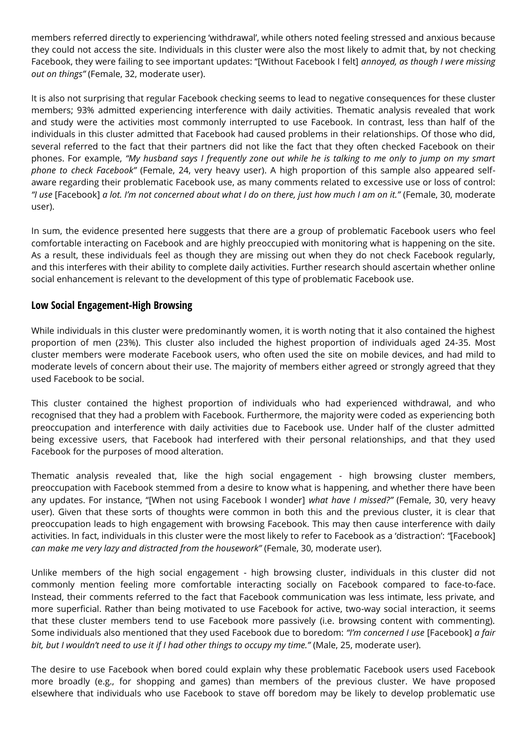members referred directly to experiencing 'withdrawal', while others noted feeling stressed and anxious because they could not access the site. Individuals in this cluster were also the most likely to admit that, by not checking Facebook, they were failing to see important updates: "[Without Facebook I felt] *annoyed, as though I were missing out on things"* (Female, 32, moderate user).

It is also not surprising that regular Facebook checking seems to lead to negative consequences for these cluster members; 93% admitted experiencing interference with daily activities. Thematic analysis revealed that work and study were the activities most commonly interrupted to use Facebook. In contrast, less than half of the individuals in this cluster admitted that Facebook had caused problems in their relationships. Of those who did, several referred to the fact that their partners did not like the fact that they often checked Facebook on their phones. For example, *"My husband says I frequently zone out while he is talking to me only to jump on my smart phone to check Facebook"* (Female, 24, very heavy user). A high proportion of this sample also appeared self-aware regarding their problematic Facebook use, as many comments related to excessive use or loss of control: *"I use* [Facebook] *a lot. I'm not concerned about what I do on there, just how much I am on it."* (Female, 30, moderate user).

In sum, the evidence presented here suggests that there are a group of problematic Facebook users who feel comfortable interacting on Facebook and are highly preoccupied with monitoring what is happening on the site. As a result, these individuals feel as though they are missing out when they do not check Facebook regularly, and this interferes with their ability to complete daily activities. Further research should ascertain whether online social enhancement is relevant to the development of this type of problematic Facebook use.

## Low Social Engagement-High Browsing

While individuals in this cluster were predominantly women, it is worth noting that it also contained the highest proportion of men (23%). This cluster also included the highest proportion of individuals aged 24-35. Most cluster members were moderate Facebook users, who often used the site on mobile devices, and had mild to moderate levels of concern about their use. The majority of members either agreed or strongly agreed that they used Facebook to be social.

This cluster contained the highest proportion of individuals who had experienced withdrawal, and who recognised that they had a problem with Facebook. Furthermore, the majority were coded as experiencing both preoccupation and interference with daily activities due to Facebook use. Under half of the cluster admitted being excessive users, that Facebook had interfered with their personal relationships, and that they used Facebook for the purposes of mood alteration.

Thematic analysis revealed that, like the high social engagement - high browsing cluster members, preoccupation with Facebook stemmed from a desire to know what is happening, and whether there have been any updates. For instance, "[When not using Facebook I wonder] *what have I missed?"* (Female, 30, very heavy user). Given that these sorts of thoughts were common in both this and the previous cluster, it is clear that preoccupation leads to high engagement with browsing Facebook. This may then cause interference with daily activities. In fact, individuals in this cluster were the most likely to refer to Facebook as a 'distraction': *"*[Facebook] *can make me very lazy and distracted from the housework"* (Female, 30, moderate user).

Unlike members of the high social engagement - high browsing cluster, individuals in this cluster did not commonly mention feeling more comfortable interacting socially on Facebook compared to face-to-face. Instead, their comments referred to the fact that Facebook communication was less intimate, less private, and more superficial. Rather than being motivated to use Facebook for active, two-way social interaction, it seems that these cluster members tend to use Facebook more passively (i.e. browsing content with commenting). Some individuals also mentioned that they used Facebook due to boredom: *"I'm concerned I use* [Facebook] *a fair bit, but I wouldn't need to use it if I had other things to occupy my time."* (Male, 25, moderate user).

The desire to use Facebook when bored could explain why these problematic Facebook users used Facebook more broadly (e.g., for shopping and games) than members of the previous cluster. We have proposed elsewhere that individuals who use Facebook to stave off boredom may be likely to develop problematic use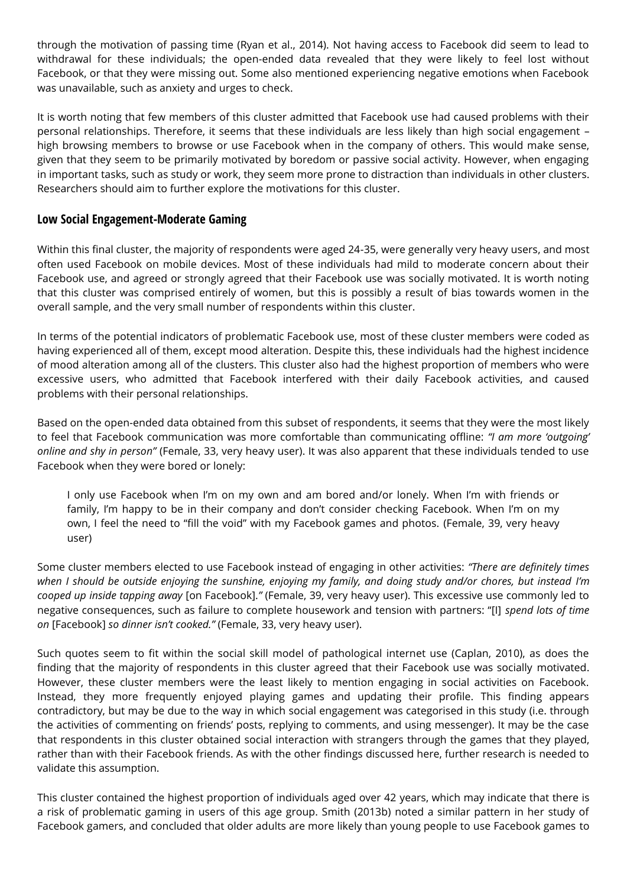through the motivation of passing time (Ryan et al., 2014). Not having access to Facebook did seem to lead to withdrawal for these individuals; the open-ended data revealed that they were likely to feel lost without Facebook, or that they were missing out. Some also mentioned experiencing negative emotions when Facebook was unavailable, such as anxiety and urges to check.

It is worth noting that few members of this cluster admitted that Facebook use had caused problems with their personal relationships. Therefore, it seems that these individuals are less likely than high social engagement – high browsing members to browse or use Facebook when in the company of others. This would make sense, given that they seem to be primarily motivated by boredom or passive social activity. However, when engaging in important tasks, such as study or work, they seem more prone to distraction than individuals in other clusters. Researchers should aim to further explore the motivations for this cluster.

### Low Social Engagement-Moderate Gaming

Within this final cluster, the majority of respondents were aged 24-35, were generally very heavy users, and most often used Facebook on mobile devices. Most of these individuals had mild to moderate concern about their Facebook use, and agreed or strongly agreed that their Facebook use was socially motivated. It is worth noting that this cluster was comprised entirely of women, but this is possibly a result of bias towards women in the overall sample, and the very small number of respondents within this cluster.

In terms of the potential indicators of problematic Facebook use, most of these cluster members were coded as having experienced all of them, except mood alteration. Despite this, these individuals had the highest incidence of mood alteration among all of the clusters. This cluster also had the highest proportion of members who were excessive users, who admitted that Facebook interfered with their daily Facebook activities, and caused problems with their personal relationships.

Based on the open-ended data obtained from this subset of respondents, it seems that they were the most likely to feel that Facebook communication was more comfortable than communicating offline: *"I am more 'outgoing' online and shy in person"* (Female, 33, very heavy user). It was also apparent that these individuals tended to use Facebook when they were bored or lonely:

> I only use Facebook when I'm on my own and am bored and/or lonely. When I'm with friends or family, I'm happy to be in their company and don't consider checking Facebook. When I'm on my own, I feel the need to "fill the void" with my Facebook games and photos. (Female, 39, very heavy user)

Some cluster members elected to use Facebook instead of engaging in other activities: *"There are definitely times when I should be outside enjoying the sunshine, enjoying my family, and doing study and/or chores, but instead I'm cooped up inside tapping away* [on Facebook].*"* (Female, 39, very heavy user). This excessive use commonly led to negative consequences, such as failure to complete housework and tension with partners: "[I] *spend lots of time on* [Facebook] *so dinner isn't cooked."* (Female, 33, very heavy user).

Such quotes seem to fit within the social skill model of pathological internet use (Caplan, 2010), as does the finding that the majority of respondents in this cluster agreed that their Facebook use was socially motivated. However, these cluster members were the least likely to mention engaging in social activities on Facebook. Instead, they more frequently enjoyed playing games and updating their profile. This finding appears contradictory, but may be due to the way in which social engagement was categorised in this study (i.e. through the activities of commenting on friends' posts, replying to comments, and using messenger). It may be the case that respondents in this cluster obtained social interaction with strangers through the games that they played, rather than with their Facebook friends. As with the other findings discussed here, further research is needed to validate this assumption.

This cluster contained the highest proportion of individuals aged over 42 years, which may indicate that there is a risk of problematic gaming in users of this age group. Smith (2013b) noted a similar pattern in her study of Facebook gamers, and concluded that older adults are more likely than young people to use Facebook games to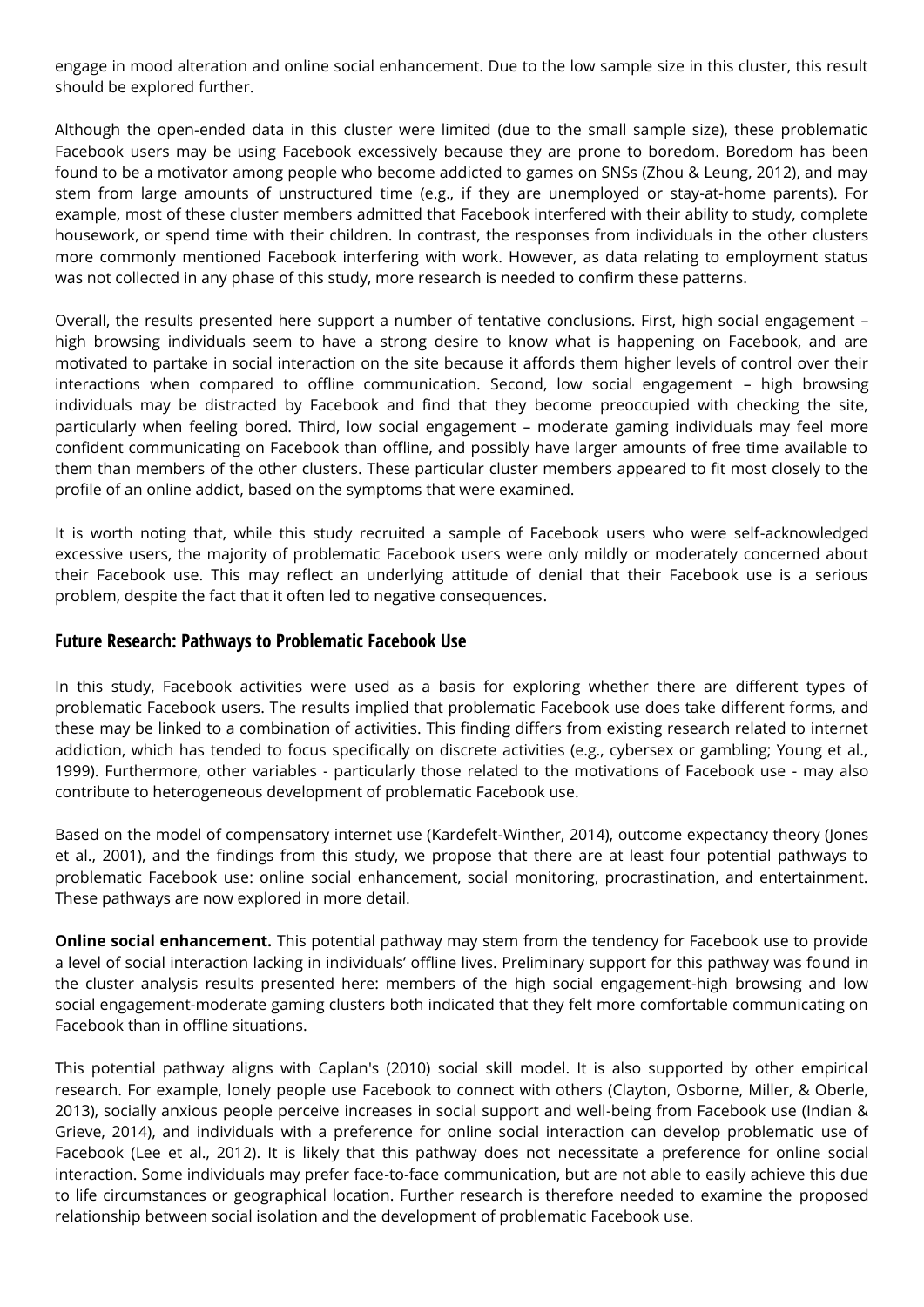engage in mood alteration and online social enhancement. Due to the low sample size in this cluster, this result should be explored further.

Although the open-ended data in this cluster were limited (due to the small sample size), these problematic Facebook users may be using Facebook excessively because they are prone to boredom. Boredom has been found to be a motivator among people who become addicted to games on SNSs (Zhou & Leung, 2012), and may stem from large amounts of unstructured time (e.g., if they are unemployed or stay-at-home parents). For example, most of these cluster members admitted that Facebook interfered with their ability to study, complete housework, or spend time with their children. In contrast, the responses from individuals in the other clusters more commonly mentioned Facebook interfering with work. However, as data relating to employment status was not collected in any phase of this study, more research is needed to confirm these patterns.

Overall, the results presented here support a number of tentative conclusions. First, high social engagement – high browsing individuals seem to have a strong desire to know what is happening on Facebook, and are motivated to partake in social interaction on the site because it affords them higher levels of control over their interactions when compared to offline communication. Second, low social engagement – high browsing individuals may be distracted by Facebook and find that they become preoccupied with checking the site, particularly when feeling bored. Third, low social engagement – moderate gaming individuals may feel more confident communicating on Facebook than offline, and possibly have larger amounts of free time available to them than members of the other clusters. These particular cluster members appeared to fit most closely to the profile of an online addict, based on the symptoms that were examined.

It is worth noting that, while this study recruited a sample of Facebook users who were self-acknowledged excessive users, the majority of problematic Facebook users were only mildly or moderately concerned about their Facebook use. This may reflect an underlying attitude of denial that their Facebook use is a serious problem, despite the fact that it often led to negative consequences.

## Future Research: Pathways to Problematic Facebook Use

In this study, Facebook activities were used as a basis for exploring whether there are different types of problematic Facebook users. The results implied that problematic Facebook use does take different forms, and these may be linked to a combination of activities. This finding differs from existing research related to internet addiction, which has tended to focus specifically on discrete activities (e.g., cybersex or gambling; Young et al., 1999). Furthermore, other variables - particularly those related to the motivations of Facebook use - may also contribute to heterogeneous development of problematic Facebook use.

Based on the model of compensatory internet use (Kardefelt-Winther, 2014), outcome expectancy theory (Jones et al., 2001), and the findings from this study, we propose that there are at least four potential pathways to problematic Facebook use: online social enhancement, social monitoring, procrastination, and entertainment. These pathways are now explored in more detail.

**Online social enhancement.** This potential pathway may stem from the tendency for Facebook use to provide a level of social interaction lacking in individuals' offline lives. Preliminary support for this pathway was found in the cluster analysis results presented here: members of the high social engagement-high browsing and low social engagement-moderate gaming clusters both indicated that they felt more comfortable communicating on Facebook than in offline situations.

This potential pathway aligns with Caplan's (2010) social skill model. It is also supported by other empirical research. For example, lonely people use Facebook to connect with others (Clayton, Osborne, Miller, & Oberle, 2013), socially anxious people perceive increases in social support and well-being from Facebook use (Indian & Grieve, 2014), and individuals with a preference for online social interaction can develop problematic use of Facebook (Lee et al., 2012). It is likely that this pathway does not necessitate a preference for online social interaction. Some individuals may prefer face-to-face communication, but are not able to easily achieve this due to life circumstances or geographical location. Further research is therefore needed to examine the proposed relationship between social isolation and the development of problematic Facebook use.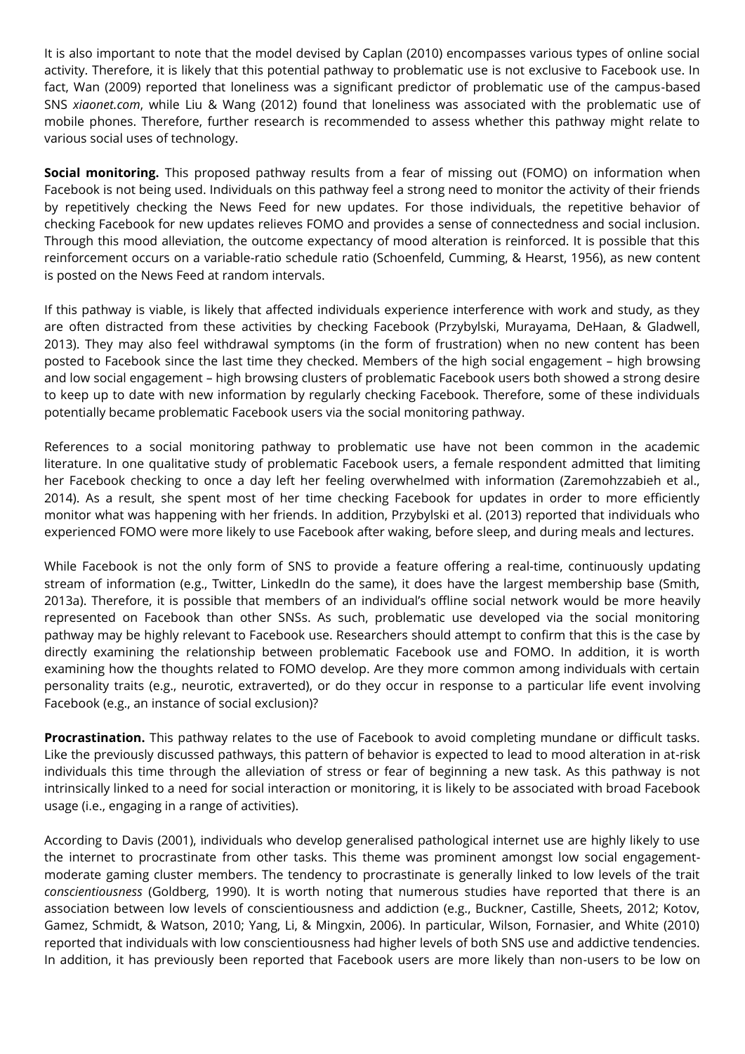It is also important to note that the model devised by Caplan (2010) encompasses various types of online social activity. Therefore, it is likely that this potential pathway to problematic use is not exclusive to Facebook use. In fact, Wan (2009) reported that loneliness was a significant predictor of problematic use of the campus-based SNS *xiaonet.com*, while Liu & Wang (2012) found that loneliness was associated with the problematic use of mobile phones. Therefore, further research is recommended to assess whether this pathway might relate to various social uses of technology.

**Social monitoring.** This proposed pathway results from a fear of missing out (FOMO) on information when Facebook is not being used. Individuals on this pathway feel a strong need to monitor the activity of their friends by repetitively checking the News Feed for new updates. For those individuals, the repetitive behavior of checking Facebook for new updates relieves FOMO and provides a sense of connectedness and social inclusion. Through this mood alleviation, the outcome expectancy of mood alteration is reinforced. It is possible that this reinforcement occurs on a variable-ratio schedule ratio (Schoenfeld, Cumming, & Hearst, 1956), as new content is posted on the News Feed at random intervals.

If this pathway is viable, is likely that affected individuals experience interference with work and study, as they are often distracted from these activities by checking Facebook (Przybylski, Murayama, DeHaan, & Gladwell, 2013). They may also feel withdrawal symptoms (in the form of frustration) when no new content has been posted to Facebook since the last time they checked. Members of the high social engagement – high browsing and low social engagement – high browsing clusters of problematic Facebook users both showed a strong desire to keep up to date with new information by regularly checking Facebook. Therefore, some of these individuals potentially became problematic Facebook users via the social monitoring pathway.

References to a social monitoring pathway to problematic use have not been common in the academic literature. In one qualitative study of problematic Facebook users, a female respondent admitted that limiting her Facebook checking to once a day left her feeling overwhelmed with information (Zaremohzzabieh et al., 2014). As a result, she spent most of her time checking Facebook for updates in order to more efficiently monitor what was happening with her friends. In addition, Przybylski et al. (2013) reported that individuals who experienced FOMO were more likely to use Facebook after waking, before sleep, and during meals and lectures.

While Facebook is not the only form of SNS to provide a feature offering a real-time, continuously updating stream of information (e.g., Twitter, LinkedIn do the same), it does have the largest membership base (Smith, 2013a). Therefore, it is possible that members of an individual's offline social network would be more heavily represented on Facebook than other SNSs. As such, problematic use developed via the social monitoring pathway may be highly relevant to Facebook use. Researchers should attempt to confirm that this is the case by directly examining the relationship between problematic Facebook use and FOMO. In addition, it is worth examining how the thoughts related to FOMO develop. Are they more common among individuals with certain personality traits (e.g., neurotic, extraverted), or do they occur in response to a particular life event involving Facebook (e.g., an instance of social exclusion)?

**Procrastination.** This pathway relates to the use of Facebook to avoid completing mundane or difficult tasks. Like the previously discussed pathways, this pattern of behavior is expected to lead to mood alteration in at-risk individuals this time through the alleviation of stress or fear of beginning a new task. As this pathway is not intrinsically linked to a need for social interaction or monitoring, it is likely to be associated with broad Facebook usage (i.e., engaging in a range of activities).

According to Davis (2001), individuals who develop generalised pathological internet use are highly likely to use the internet to procrastinate from other tasks. This theme was prominent amongst low social engagement-moderate gaming cluster members. The tendency to procrastinate is generally linked to low levels of the trait *conscientiousness* (Goldberg, 1990). It is worth noting that numerous studies have reported that there is an association between low levels of conscientiousness and addiction (e.g., Buckner, Castille, Sheets, 2012; Kotov, Gamez, Schmidt, & Watson, 2010; Yang, Li, & Mingxin, 2006). In particular, Wilson, Fornasier, and White (2010) reported that individuals with low conscientiousness had higher levels of both SNS use and addictive tendencies. In addition, it has previously been reported that Facebook users are more likely than non-users to be low on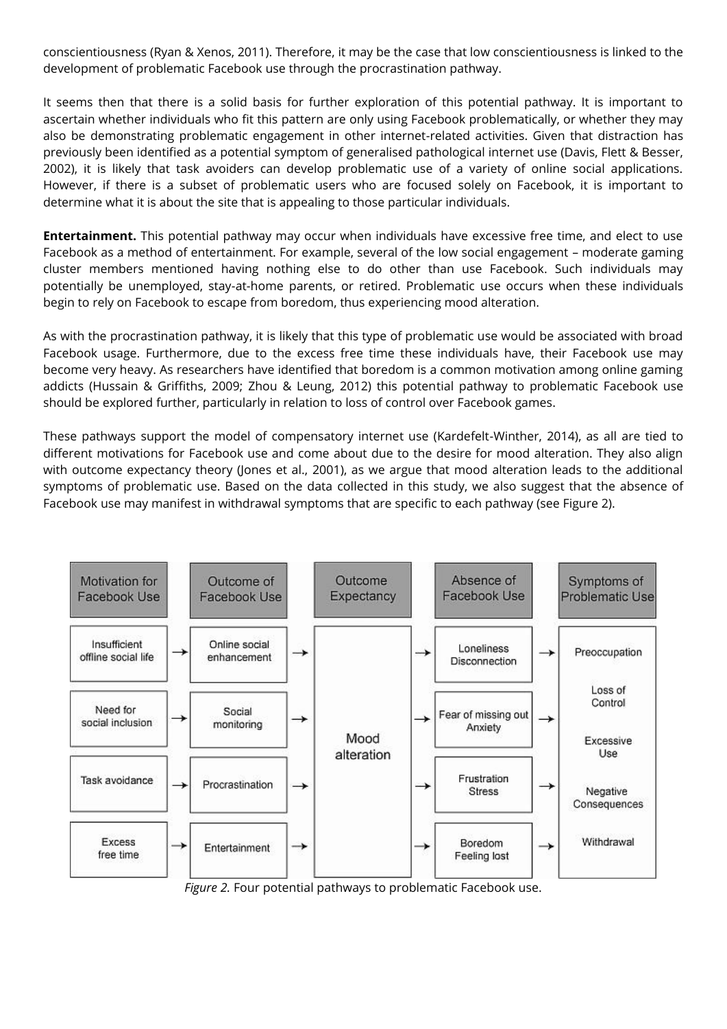conscientiousness (Ryan & Xenos, 2011). Therefore, it may be the case that low conscientiousness is linked to the development of problematic Facebook use through the procrastination pathway.

It seems then that there is a solid basis for further exploration of this potential pathway. It is important to ascertain whether individuals who fit this pattern are only using Facebook problematically, or whether they may also be demonstrating problematic engagement in other internet-related activities. Given that distraction has previously been identified as a potential symptom of generalised pathological internet use (Davis, Flett & Besser, 2002), it is likely that task avoiders can develop problematic use of a variety of online social applications. However, if there is a subset of problematic users who are focused solely on Facebook, it is important to determine what it is about the site that is appealing to those particular individuals.

**Entertainment.** This potential pathway may occur when individuals have excessive free time, and elect to use Facebook as a method of entertainment. For example, several of the low social engagement – moderate gaming cluster members mentioned having nothing else to do other than use Facebook. Such individuals may potentially be unemployed, stay-at-home parents, or retired. Problematic use occurs when these individuals begin to rely on Facebook to escape from boredom, thus experiencing mood alteration.

As with the procrastination pathway, it is likely that this type of problematic use would be associated with broad Facebook usage. Furthermore, due to the excess free time these individuals have, their Facebook use may become very heavy. As researchers have identified that boredom is a common motivation among online gaming addicts (Hussain & Griffiths, 2009; Zhou & Leung, 2012) this potential pathway to problematic Facebook use should be explored further, particularly in relation to loss of control over Facebook games.

These pathways support the model of compensatory internet use (Kardefelt-Winther, 2014), as all are tied to different motivations for Facebook use and come about due to the desire for mood alteration. They also align with outcome expectancy theory (Jones et al., 2001), as we argue that mood alteration leads to the additional symptoms of problematic use. Based on the data collected in this study, we also suggest that the absence of Facebook use may manifest in withdrawal symptoms that are specific to each pathway (see Figure 2).

| Motivation for Facebook Use | Outcome of Facebook Use | Outcome Expectancy | Absence of Facebook Use | Symptoms of Problematic Use |
|---|---|---|---|---|
| Insufficient offline social life | Online social enhancement | Mood alteration | Loneliness Disconnection | Preoccupation |
| Need for social inclusion | Social monitoring | | Fear of missing out Anxiety | Loss of Control; Excessive Use |
| Task avoidance | Procrastination | | Frustration Stress | Negative Consequences |
| Excess free time | Entertainment | | Boredom Feeling lost | Withdrawal |

*Figure 2.* Four potential pathways to problematic Facebook use.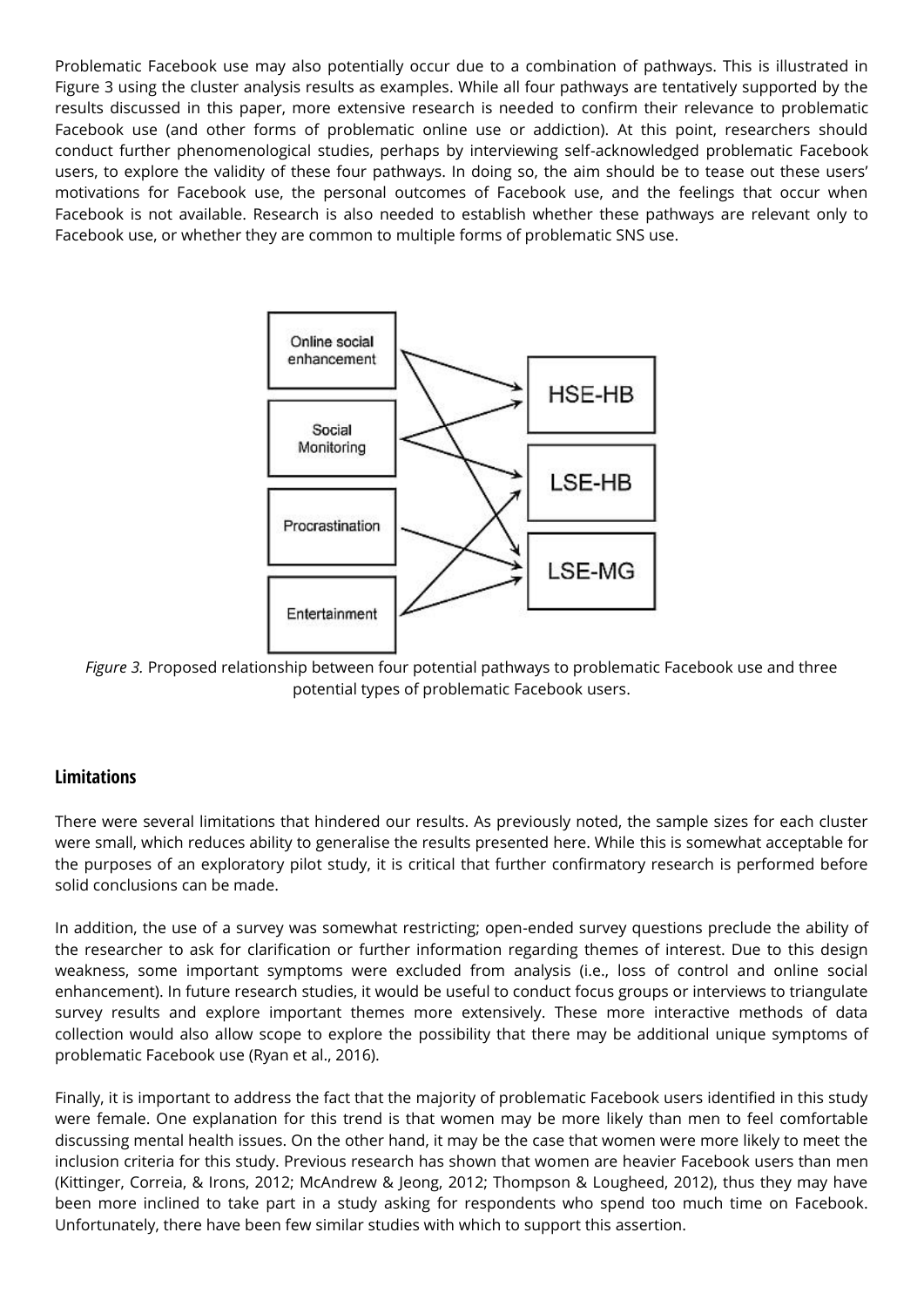Problematic Facebook use may also potentially occur due to a combination of pathways. This is illustrated in Figure 3 using the cluster analysis results as examples. While all four pathways are tentatively supported by the results discussed in this paper, more extensive research is needed to confirm their relevance to problematic Facebook use (and other forms of problematic online use or addiction). At this point, researchers should conduct further phenomenological studies, perhaps by interviewing self-acknowledged problematic Facebook users, to explore the validity of these four pathways. In doing so, the aim should be to tease out these users' motivations for Facebook use, the personal outcomes of Facebook use, and the feelings that occur when Facebook is not available. Research is also needed to establish whether these pathways are relevant only to Facebook use, or whether they are common to multiple forms of problematic SNS use.

*Figure 3.* Proposed relationship between four potential pathways to problematic Facebook use and three potential types of problematic Facebook users.

## Limitations

There were several limitations that hindered our results. As previously noted, the sample sizes for each cluster were small, which reduces ability to generalise the results presented here. While this is somewhat acceptable for the purposes of an exploratory pilot study, it is critical that further confirmatory research is performed before solid conclusions can be made.

In addition, the use of a survey was somewhat restricting; open-ended survey questions preclude the ability of the researcher to ask for clarification or further information regarding themes of interest. Due to this design weakness, some important symptoms were excluded from analysis (i.e., loss of control and online social enhancement). In future research studies, it would be useful to conduct focus groups or interviews to triangulate survey results and explore important themes more extensively. These more interactive methods of data collection would also allow scope to explore the possibility that there may be additional unique symptoms of problematic Facebook use (Ryan et al., 2016).

Finally, it is important to address the fact that the majority of problematic Facebook users identified in this study were female. One explanation for this trend is that women may be more likely than men to feel comfortable discussing mental health issues. On the other hand, it may be the case that women were more likely to meet the inclusion criteria for this study. Previous research has shown that women are heavier Facebook users than men (Kittinger, Correia, & Irons, 2012; McAndrew & Jeong, 2012; Thompson & Lougheed, 2012), thus they may have been more inclined to take part in a study asking for respondents who spend too much time on Facebook. Unfortunately, there have been few similar studies with which to support this assertion.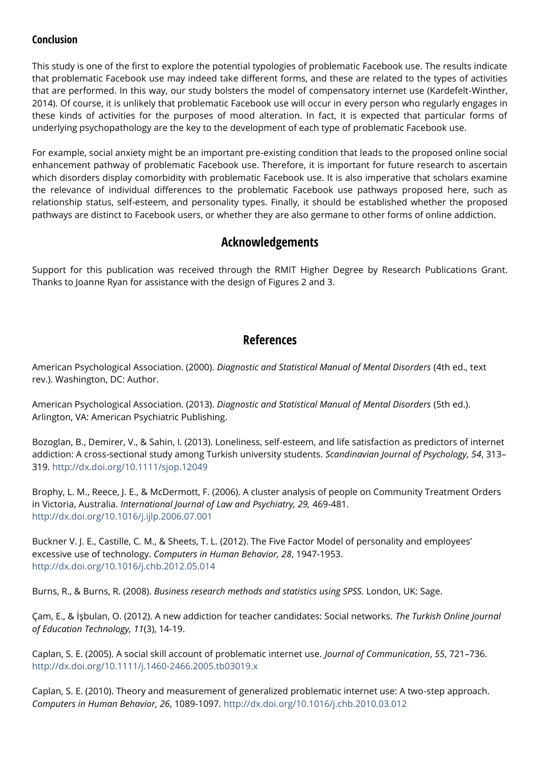## Conclusion

This study is one of the first to explore the potential typologies of problematic Facebook use. The results indicate that problematic Facebook use may indeed take different forms, and these are related to the types of activities that are performed. In this way, our study bolsters the model of compensatory internet use (Kardefelt-Winther, 2014). Of course, it is unlikely that problematic Facebook use will occur in every person who regularly engages in these kinds of activities for the purposes of mood alteration. In fact, it is expected that particular forms of underlying psychopathology are the key to the development of each type of problematic Facebook use.

For example, social anxiety might be an important pre-existing condition that leads to the proposed online social enhancement pathway of problematic Facebook use. Therefore, it is important for future research to ascertain which disorders display comorbidity with problematic Facebook use. It is also imperative that scholars examine the relevance of individual differences to the problematic Facebook use pathways proposed here, such as relationship status, self-esteem, and personality types. Finally, it should be established whether the proposed pathways are distinct to Facebook users, or whether they are also germane to other forms of online addiction.

## Acknowledgements

Support for this publication was received through the RMIT Higher Degree by Research Publications Grant. Thanks to Joanne Ryan for assistance with the design of Figures 2 and 3.

## References

American Psychological Association. (2000). *Diagnostic and Statistical Manual of Mental Disorders* (4th ed., text rev.). Washington, DC: Author.

American Psychological Association. (2013). *Diagnostic and Statistical Manual of Mental Disorders* (5th ed.). Arlington, VA: American Psychiatric Publishing.

Bozoglan, B., Demirer, V., & Sahin, I. (2013). Loneliness, self-esteem, and life satisfaction as predictors of internet addiction: A cross-sectional study among Turkish university students. *Scandinavian Journal of Psychology, 54*, 313–319. http://dx.doi.org/10.1111/sjop.12049

Brophy, L. M., Reece, J. E., & McDermott, F. (2006). A cluster analysis of people on Community Treatment Orders in Victoria, Australia. *International Journal of Law and Psychiatry, 29,* 469-481. http://dx.doi.org/10.1016/j.ijlp.2006.07.001

Buckner V. J. E., Castille, C. M., & Sheets, T. L. (2012). The Five Factor Model of personality and employees' excessive use of technology. *Computers in Human Behavior, 28*, 1947-1953. http://dx.doi.org/10.1016/j.chb.2012.05.014

Burns, R., & Burns, R. (2008). *Business research methods and statistics using SPSS.* London, UK: Sage.

Çam, E., & İşbulan, O. (2012). A new addiction for teacher candidates: Social networks. *The Turkish Online Journal of Education Technology, 11*(3), 14-19.

Caplan, S. E. (2005). A social skill account of problematic internet use. *Journal of Communication*, *55*, 721–736. http://dx.doi.org/10.1111/j.1460-2466.2005.tb03019.x

Caplan, S. E. (2010). Theory and measurement of generalized problematic internet use: A two-step approach. *Computers in Human Behavior, 26*, 1089-1097. http://dx.doi.org/10.1016/j.chb.2010.03.012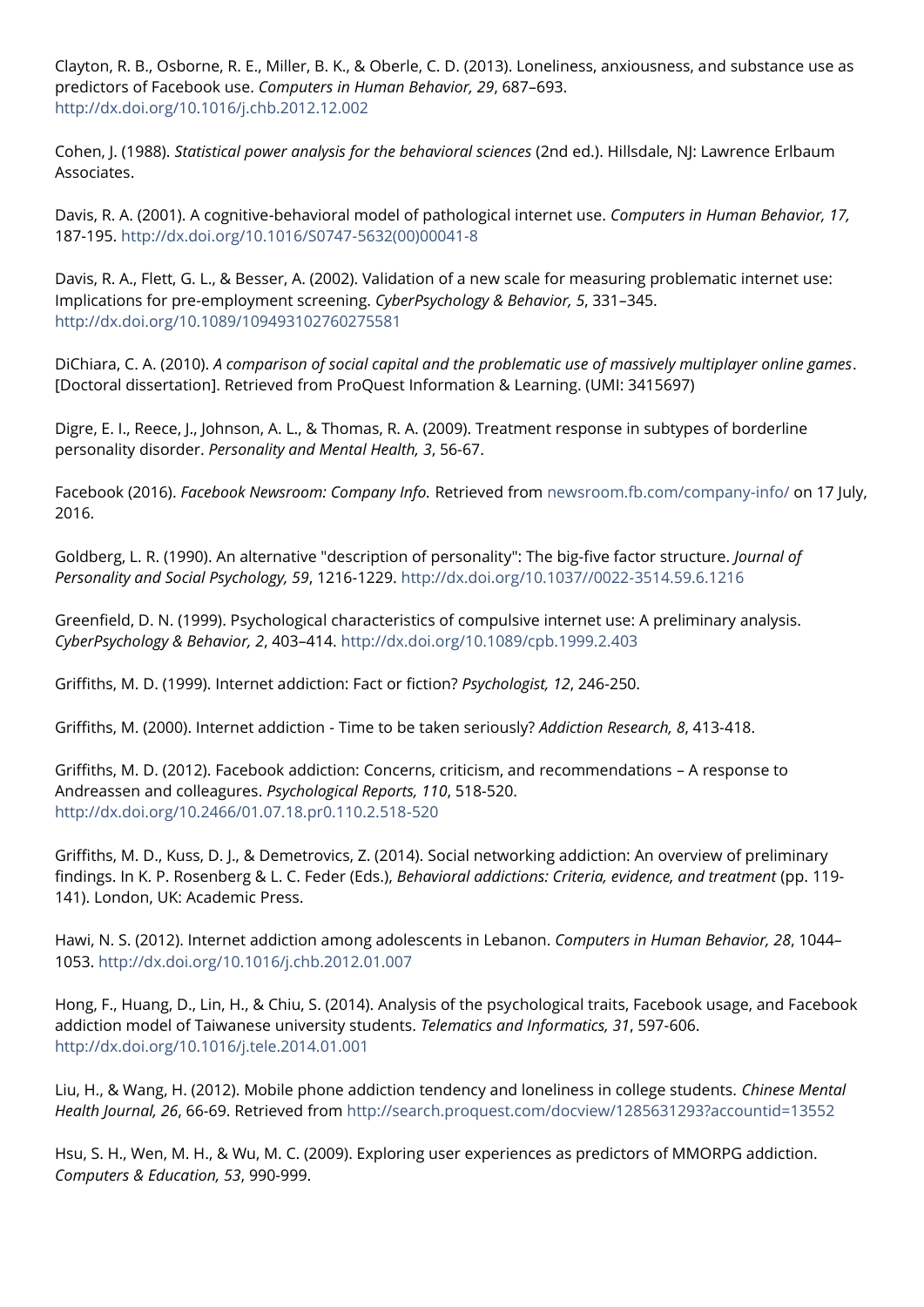Clayton, R. B., Osborne, R. E., Miller, B. K., & Oberle, C. D. (2013). Loneliness, anxiousness, and substance use as predictors of Facebook use. *Computers in Human Behavior, 29*, 687–693. http://dx.doi.org/10.1016/j.chb.2012.12.002

Cohen, J. (1988). *Statistical power analysis for the behavioral sciences* (2nd ed.). Hillsdale, NJ: Lawrence Erlbaum Associates.

Davis, R. A. (2001). A cognitive-behavioral model of pathological internet use. *Computers in Human Behavior, 17,* 187-195. http://dx.doi.org/10.1016/S0747-5632(00)00041-8

Davis, R. A., Flett, G. L., & Besser, A. (2002). Validation of a new scale for measuring problematic internet use: Implications for pre-employment screening. *CyberPsychology & Behavior, 5*, 331–345. http://dx.doi.org/10.1089/109493102760275581

DiChiara, C. A. (2010). *A comparison of social capital and the problematic use of massively multiplayer online games*. [Doctoral dissertation]. Retrieved from ProQuest Information & Learning. (UMI: 3415697)

Digre, E. I., Reece, J., Johnson, A. L., & Thomas, R. A. (2009). Treatment response in subtypes of borderline personality disorder. *Personality and Mental Health, 3*, 56-67.

Facebook (2016). *Facebook Newsroom: Company Info.* Retrieved from newsroom.fb.com/company-info/ on 17 July, 2016.

Goldberg, L. R. (1990). An alternative "description of personality": The big-five factor structure. *Journal of Personality and Social Psychology, 59*, 1216-1229. http://dx.doi.org/10.1037//0022-3514.59.6.1216

Greenfield, D. N. (1999). Psychological characteristics of compulsive internet use: A preliminary analysis. *CyberPsychology & Behavior, 2*, 403–414. http://dx.doi.org/10.1089/cpb.1999.2.403

Griffiths, M. D. (1999). Internet addiction: Fact or fiction? *Psychologist, 12*, 246-250.

Griffiths, M. (2000). Internet addiction - Time to be taken seriously? *Addiction Research, 8*, 413-418.

Griffiths, M. D. (2012). Facebook addiction: Concerns, criticism, and recommendations – A response to Andreassen and colleagures. *Psychological Reports, 110*, 518-520. http://dx.doi.org/10.2466/01.07.18.pr0.110.2.518-520

Griffiths, M. D., Kuss, D. J., & Demetrovics, Z. (2014). Social networking addiction: An overview of preliminary findings. In K. P. Rosenberg & L. C. Feder (Eds.), *Behavioral addictions: Criteria, evidence, and treatment* (pp. 119-141). London, UK: Academic Press.

Hawi, N. S. (2012). Internet addiction among adolescents in Lebanon. *Computers in Human Behavior, 28*, 1044–1053. http://dx.doi.org/10.1016/j.chb.2012.01.007

Hong, F., Huang, D., Lin, H., & Chiu, S. (2014). Analysis of the psychological traits, Facebook usage, and Facebook addiction model of Taiwanese university students. *Telematics and Informatics, 31*, 597-606. http://dx.doi.org/10.1016/j.tele.2014.01.001

Liu, H., & Wang, H. (2012). Mobile phone addiction tendency and loneliness in college students. *Chinese Mental Health Journal, 26*, 66-69. Retrieved from http://search.proquest.com/docview/1285631293?accountid=13552

Hsu, S. H., Wen, M. H., & Wu, M. C. (2009). Exploring user experiences as predictors of MMORPG addiction. *Computers & Education, 53*, 990-999.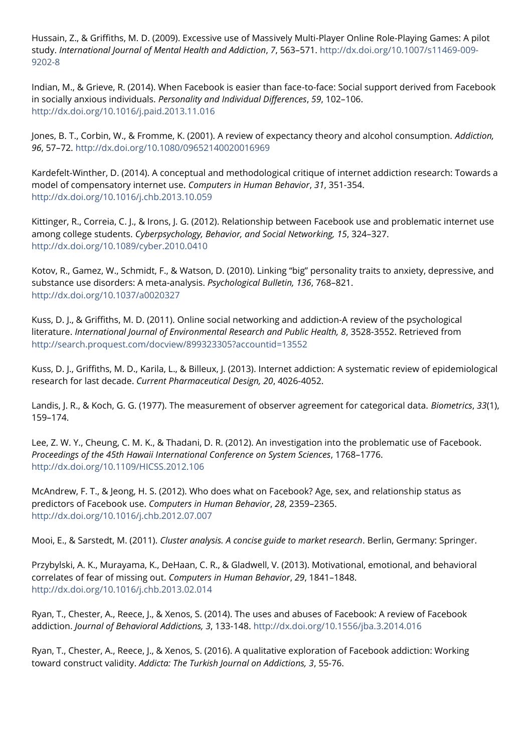Hussain, Z., & Griffiths, M. D. (2009). Excessive use of Massively Multi-Player Online Role-Playing Games: A pilot study. *International Journal of Mental Health and Addiction*, *7*, 563–571. http://dx.doi.org/10.1007/s11469-009-9202-8

Indian, M., & Grieve, R. (2014). When Facebook is easier than face-to-face: Social support derived from Facebook in socially anxious individuals. *Personality and Individual Differences*, *59*, 102–106. http://dx.doi.org/10.1016/j.paid.2013.11.016

Jones, B. T., Corbin, W., & Fromme, K. (2001). A review of expectancy theory and alcohol consumption. *Addiction, 96*, 57–72. http://dx.doi.org/10.1080/09652140020016969

Kardefelt-Winther, D. (2014). A conceptual and methodological critique of internet addiction research: Towards a model of compensatory internet use. *Computers in Human Behavior*, *31*, 351-354. http://dx.doi.org/10.1016/j.chb.2013.10.059

Kittinger, R., Correia, C. J., & Irons, J. G. (2012). Relationship between Facebook use and problematic internet use among college students. *Cyberpsychology, Behavior, and Social Networking, 15*, 324–327. http://dx.doi.org/10.1089/cyber.2010.0410

Kotov, R., Gamez, W., Schmidt, F., & Watson, D. (2010). Linking "big" personality traits to anxiety, depressive, and substance use disorders: A meta-analysis. *Psychological Bulletin, 136*, 768–821. http://dx.doi.org/10.1037/a0020327

Kuss, D. J., & Griffiths, M. D. (2011). Online social networking and addiction-A review of the psychological literature. *International Journal of Environmental Research and Public Health, 8*, 3528-3552. Retrieved from http://search.proquest.com/docview/899323305?accountid=13552

Kuss, D. J., Griffiths, M. D., Karila, L., & Billeux, J. (2013). Internet addiction: A systematic review of epidemiological research for last decade. *Current Pharmaceutical Design, 20*, 4026-4052.

Landis, J. R., & Koch, G. G. (1977). The measurement of observer agreement for categorical data. *Biometrics*, *33*(1), 159–174.

Lee, Z. W. Y., Cheung, C. M. K., & Thadani, D. R. (2012). An investigation into the problematic use of Facebook. *Proceedings of the 45th Hawaii International Conference on System Sciences*, 1768–1776. http://dx.doi.org/10.1109/HICSS.2012.106

McAndrew, F. T., & Jeong, H. S. (2012). Who does what on Facebook? Age, sex, and relationship status as predictors of Facebook use. *Computers in Human Behavior*, *28*, 2359–2365. http://dx.doi.org/10.1016/j.chb.2012.07.007

Mooi, E., & Sarstedt, M. (2011). *Cluster analysis. A concise guide to market research*. Berlin, Germany: Springer.

Przybylski, A. K., Murayama, K., DeHaan, C. R., & Gladwell, V. (2013). Motivational, emotional, and behavioral correlates of fear of missing out. *Computers in Human Behavior*, *29*, 1841–1848. http://dx.doi.org/10.1016/j.chb.2013.02.014

Ryan, T., Chester, A., Reece, J., & Xenos, S. (2014). The uses and abuses of Facebook: A review of Facebook addiction. *Journal of Behavioral Addictions, 3*, 133-148. http://dx.doi.org/10.1556/jba.3.2014.016

Ryan, T., Chester, A., Reece, J., & Xenos, S. (2016). A qualitative exploration of Facebook addiction: Working toward construct validity. *Addicta: The Turkish Journal on Addictions, 3*, 55-76.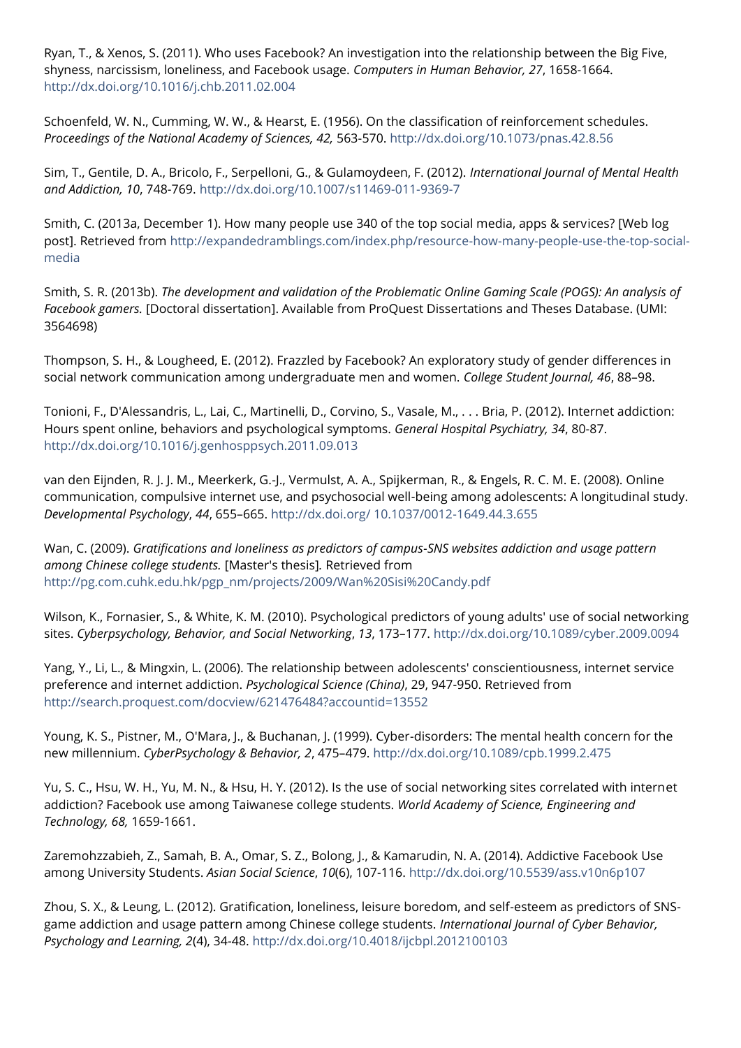Ryan, T., & Xenos, S. (2011). Who uses Facebook? An investigation into the relationship between the Big Five, shyness, narcissism, loneliness, and Facebook usage. *Computers in Human Behavior, 27*, 1658-1664. http://dx.doi.org/10.1016/j.chb.2011.02.004

Schoenfeld, W. N., Cumming, W. W., & Hearst, E. (1956). On the classification of reinforcement schedules. *Proceedings of the National Academy of Sciences, 42,* 563-570. http://dx.doi.org/10.1073/pnas.42.8.56

Sim, T., Gentile, D. A., Bricolo, F., Serpelloni, G., & Gulamoydeen, F. (2012). *International Journal of Mental Health and Addiction, 10*, 748-769. http://dx.doi.org/10.1007/s11469-011-9369-7

Smith, C. (2013a, December 1). How many people use 340 of the top social media, apps & services? [Web log post]. Retrieved from http://expandedramblings.com/index.php/resource-how-many-people-use-the-top-social-media

Smith, S. R. (2013b). *The development and validation of the Problematic Online Gaming Scale (POGS): An analysis of Facebook gamers.* [Doctoral dissertation]. Available from ProQuest Dissertations and Theses Database. (UMI: 3564698)

Thompson, S. H., & Lougheed, E. (2012). Frazzled by Facebook? An exploratory study of gender differences in social network communication among undergraduate men and women. *College Student Journal, 46*, 88–98.

Tonioni, F., D'Alessandris, L., Lai, C., Martinelli, D., Corvino, S., Vasale, M., . . . Bria, P. (2012). Internet addiction: Hours spent online, behaviors and psychological symptoms. *General Hospital Psychiatry, 34*, 80-87. http://dx.doi.org/10.1016/j.genhosppsych.2011.09.013

van den Eijnden, R. J. J. M., Meerkerk, G.-J., Vermulst, A. A., Spijkerman, R., & Engels, R. C. M. E. (2008). Online communication, compulsive internet use, and psychosocial well-being among adolescents: A longitudinal study. *Developmental Psychology*, *44*, 655–665. http://dx.doi.org/ 10.1037/0012-1649.44.3.655

Wan, C. (2009). *Gratifications and loneliness as predictors of campus-SNS websites addiction and usage pattern among Chinese college students.* [Master's thesis]. Retrieved from http://pg.com.cuhk.edu.hk/pgp_nm/projects/2009/Wan%20Sisi%20Candy.pdf

Wilson, K., Fornasier, S., & White, K. M. (2010). Psychological predictors of young adults' use of social networking sites. *Cyberpsychology, Behavior, and Social Networking*, *13*, 173–177. http://dx.doi.org/10.1089/cyber.2009.0094

Yang, Y., Li, L., & Mingxin, L. (2006). The relationship between adolescents' conscientiousness, internet service preference and internet addiction. *Psychological Science (China)*, 29, 947-950. Retrieved from http://search.proquest.com/docview/621476484?accountid=13552

Young, K. S., Pistner, M., O'Mara, J., & Buchanan, J. (1999). Cyber-disorders: The mental health concern for the new millennium. *CyberPsychology & Behavior, 2*, 475–479. http://dx.doi.org/10.1089/cpb.1999.2.475

Yu, S. C., Hsu, W. H., Yu, M. N., & Hsu, H. Y. (2012). Is the use of social networking sites correlated with internet addiction? Facebook use among Taiwanese college students. *World Academy of Science, Engineering and Technology, 68,* 1659-1661.

Zaremohzzabieh, Z., Samah, B. A., Omar, S. Z., Bolong, J., & Kamarudin, N. A. (2014). Addictive Facebook Use among University Students. *Asian Social Science*, *10*(6), 107-116. http://dx.doi.org/10.5539/ass.v10n6p107

Zhou, S. X., & Leung, L. (2012). Gratification, loneliness, leisure boredom, and self-esteem as predictors of SNS-game addiction and usage pattern among Chinese college students. *International Journal of Cyber Behavior, Psychology and Learning, 2*(4), 34-48. http://dx.doi.org/10.4018/ijcbpl.2012100103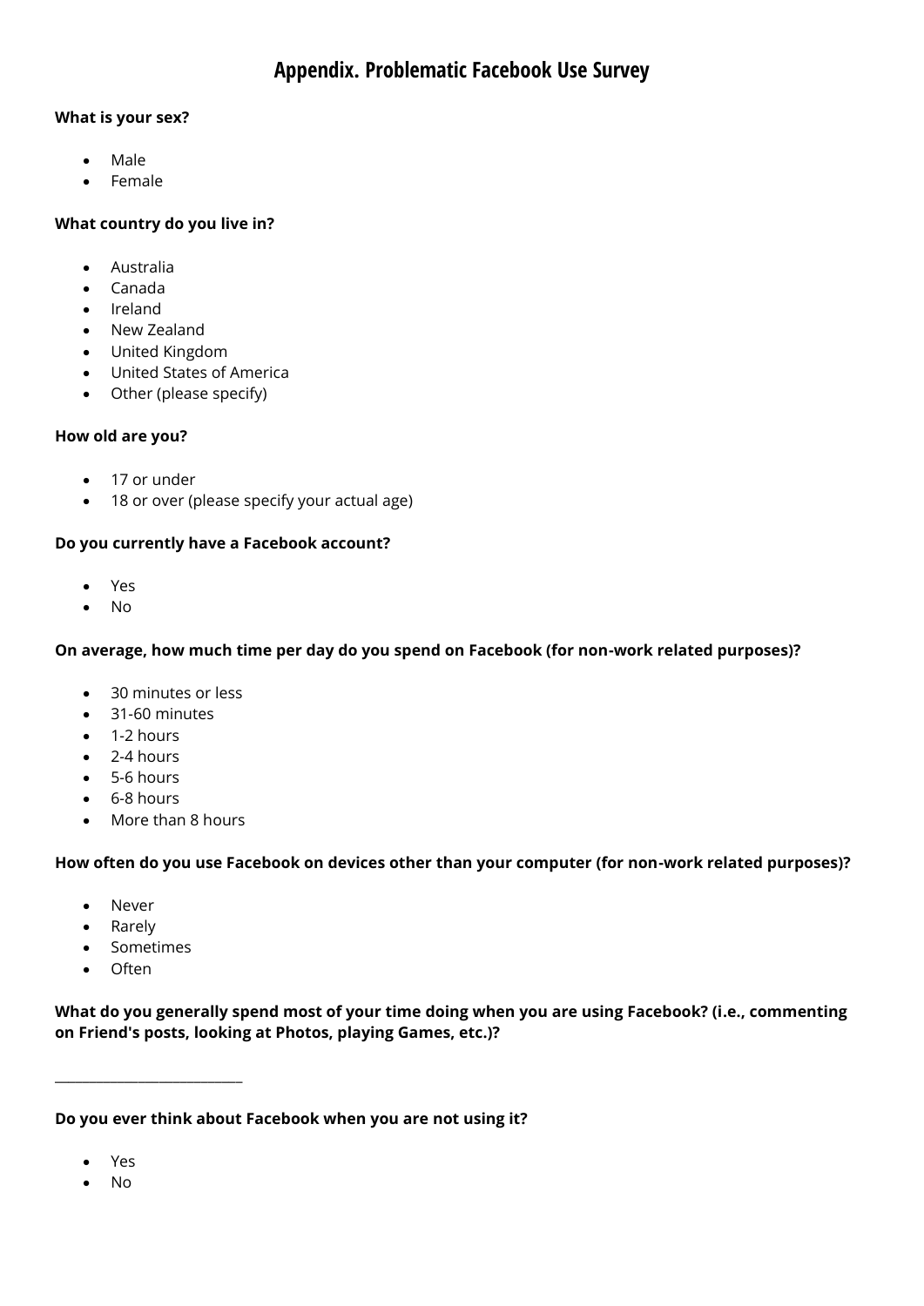# Appendix. Problematic Facebook Use Survey

**What is your sex?**

- Male
- Female

**What country do you live in?**

- Australia
- Canada
- Ireland
- New Zealand
- United Kingdom
- United States of America
- Other (please specify)

**How old are you?**

- 17 or under
- 18 or over (please specify your actual age)

**Do you currently have a Facebook account?**

- Yes
- No

**On average, how much time per day do you spend on Facebook (for non-work related purposes)?**

- 30 minutes or less
- 31-60 minutes
- 1-2 hours
- 2-4 hours
- 5-6 hours
- 6-8 hours
- More than 8 hours

**How often do you use Facebook on devices other than your computer (for non-work related purposes)?**

- Never
- Rarely
- Sometimes
- Often

**What do you generally spend most of your time doing when you are using Facebook? (i.e., commenting on Friend's posts, looking at Photos, playing Games, etc.)?**

___________________________

**Do you ever think about Facebook when you are not using it?**

- Yes
- No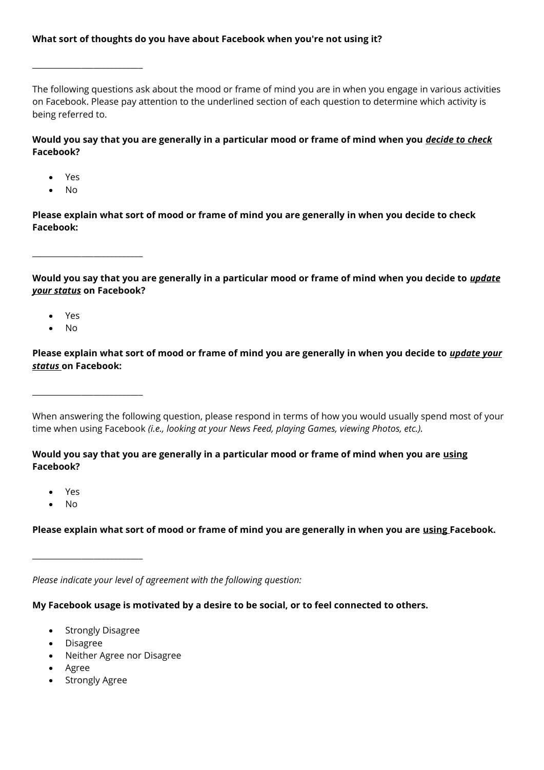**What sort of thoughts do you have about Facebook when you're not using it?**

___________________________

The following questions ask about the mood or frame of mind you are in when you engage in various activities on Facebook. Please pay attention to the underlined section of each question to determine which activity is being referred to.

**Would you say that you are generally in a particular mood or frame of mind when you <u>*decide to check*</u> Facebook?**

- Yes
- No

**Please explain what sort of mood or frame of mind you are generally in when you decide to check Facebook:**

___________________________

**Would you say that you are generally in a particular mood or frame of mind when you decide to <u>*update your status*</u> on Facebook?**

- Yes
- No

**Please explain what sort of mood or frame of mind you are generally in when you decide to <u>*update your status*</u> on Facebook:**

___________________________

When answering the following question, please respond in terms of how you would usually spend most of your time when using Facebook *(i.e., looking at your News Feed, playing Games, viewing Photos, etc.).*

**Would you say that you are generally in a particular mood or frame of mind when you are <u>using</u> Facebook?**

- Yes
- No

**Please explain what sort of mood or frame of mind you are generally in when you are <u>using</u> Facebook.**

___________________________

*Please indicate your level of agreement with the following question:*

**My Facebook usage is motivated by a desire to be social, or to feel connected to others.**

- Strongly Disagree
- Disagree
- Neither Agree nor Disagree
- Agree
- Strongly Agree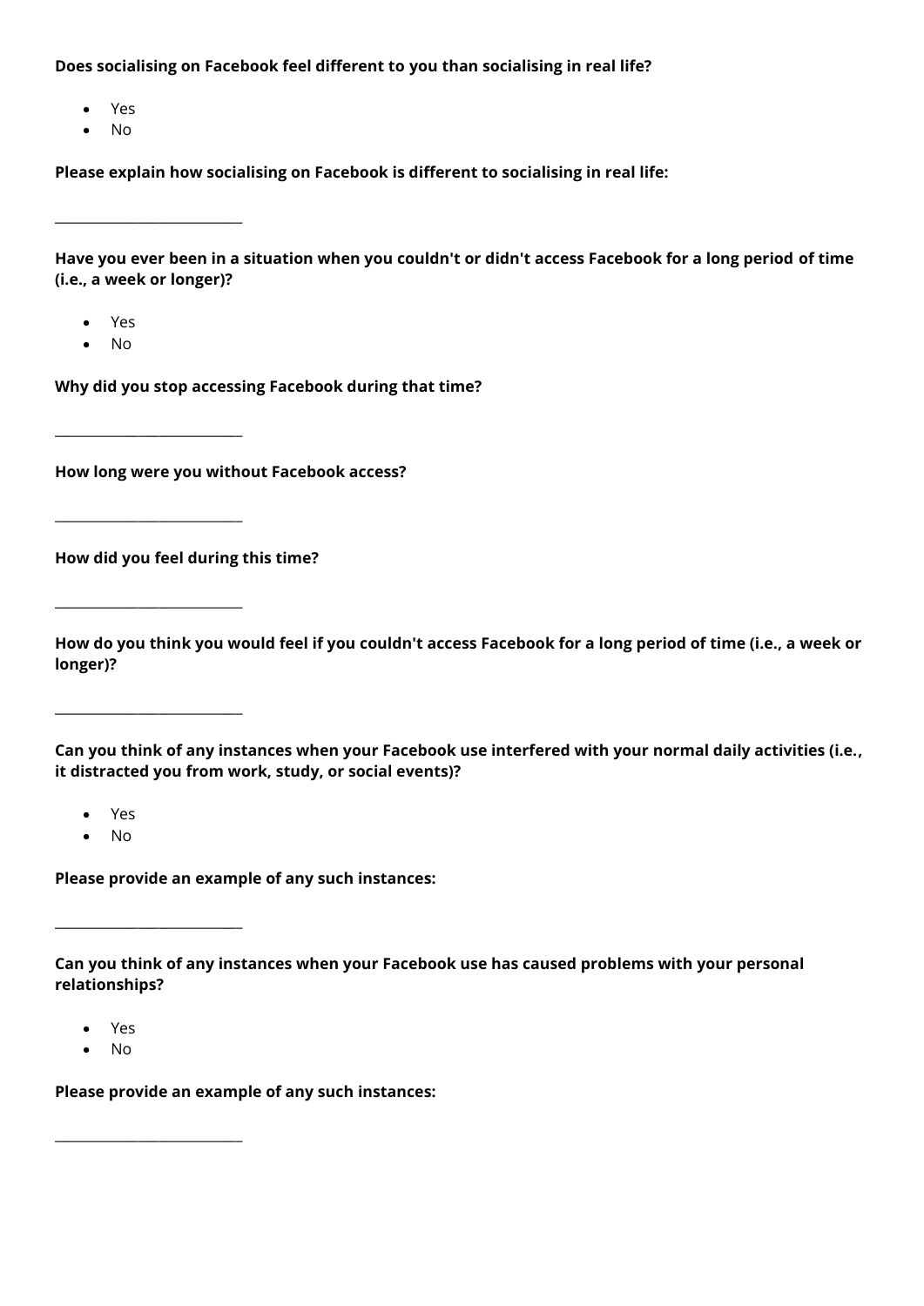**Does socialising on Facebook feel different to you than socialising in real life?**

- Yes
- No

**Please explain how socialising on Facebook is different to socialising in real life:**

\_\_\_\_\_\_\_\_\_\_\_\_\_\_\_\_\_\_\_\_\_\_\_\_\_\_

**Have you ever been in a situation when you couldn't or didn't access Facebook for a long period of time (i.e., a week or longer)?**

- Yes
- No

**Why did you stop accessing Facebook during that time?**

\_\_\_\_\_\_\_\_\_\_\_\_\_\_\_\_\_\_\_\_\_\_\_\_\_\_

**How long were you without Facebook access?**

\_\_\_\_\_\_\_\_\_\_\_\_\_\_\_\_\_\_\_\_\_\_\_\_\_\_

**How did you feel during this time?**

\_\_\_\_\_\_\_\_\_\_\_\_\_\_\_\_\_\_\_\_\_\_\_\_\_\_

**How do you think you would feel if you couldn't access Facebook for a long period of time (i.e., a week or longer)?**

\_\_\_\_\_\_\_\_\_\_\_\_\_\_\_\_\_\_\_\_\_\_\_\_\_\_

**Can you think of any instances when your Facebook use interfered with your normal daily activities (i.e., it distracted you from work, study, or social events)?**

- Yes
- No

**Please provide an example of any such instances:**

\_\_\_\_\_\_\_\_\_\_\_\_\_\_\_\_\_\_\_\_\_\_\_\_\_\_

**Can you think of any instances when your Facebook use has caused problems with your personal relationships?**

- Yes
- No

**Please provide an example of any such instances:**

\_\_\_\_\_\_\_\_\_\_\_\_\_\_\_\_\_\_\_\_\_\_\_\_\_\_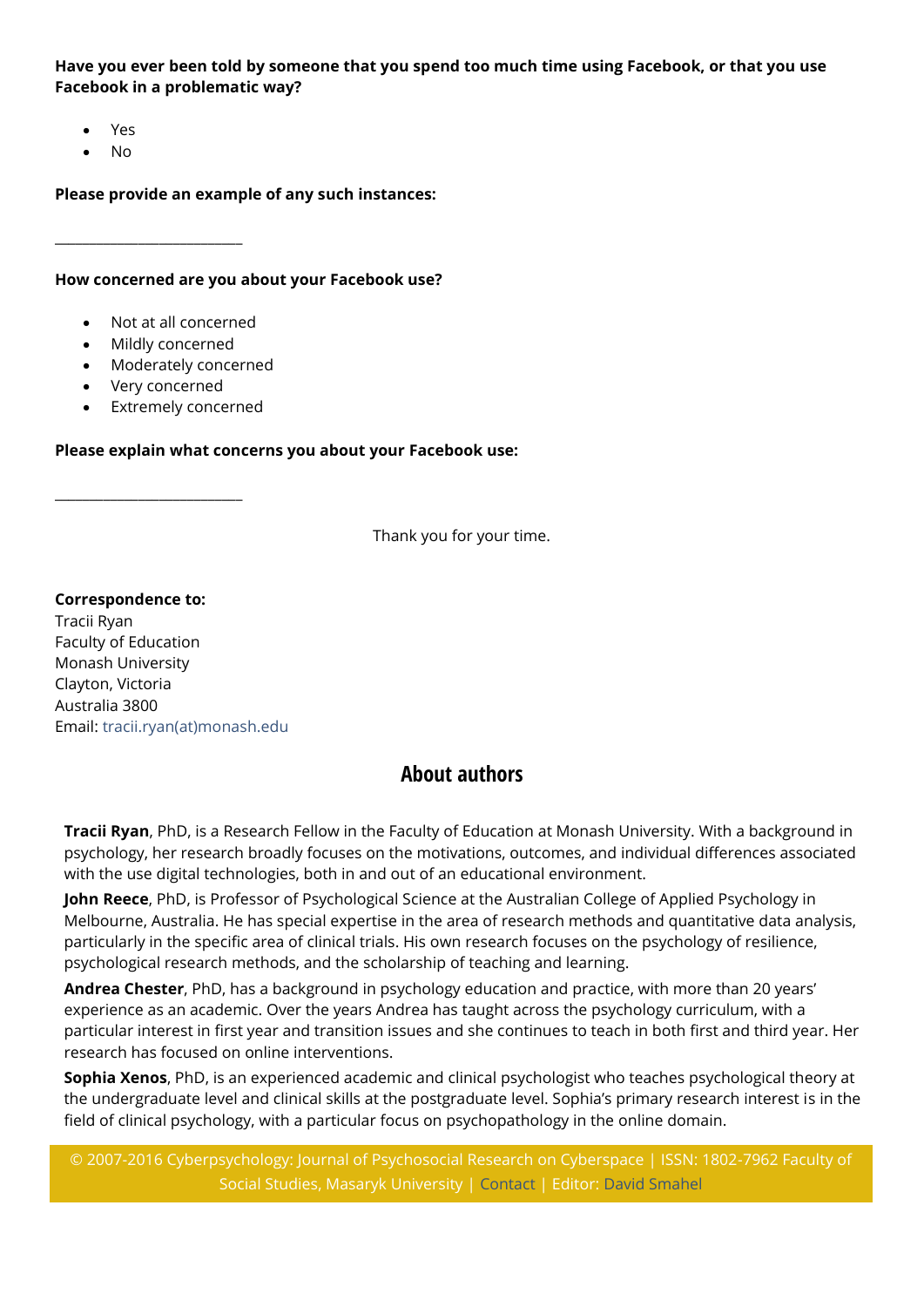**Have you ever been told by someone that you spend too much time using Facebook, or that you use Facebook in a problematic way?**

- Yes
- No

**Please provide an example of any such instances:**

_________________________

**How concerned are you about your Facebook use?**

- Not at all concerned
- Mildly concerned
- Moderately concerned
- Very concerned
- Extremely concerned

**Please explain what concerns you about your Facebook use:**

_________________________

Thank you for your time.

**Correspondence to:**
Tracii Ryan
Faculty of Education
Monash University
Clayton, Victoria
Australia 3800
Email: tracii.ryan(at)monash.edu

## About authors

**Tracii Ryan**, PhD, is a Research Fellow in the Faculty of Education at Monash University. With a background in psychology, her research broadly focuses on the motivations, outcomes, and individual differences associated with the use digital technologies, both in and out of an educational environment.

**John Reece**, PhD, is Professor of Psychological Science at the Australian College of Applied Psychology in Melbourne, Australia. He has special expertise in the area of research methods and quantitative data analysis, particularly in the specific area of clinical trials. His own research focuses on the psychology of resilience, psychological research methods, and the scholarship of teaching and learning.

**Andrea Chester**, PhD, has a background in psychology education and practice, with more than 20 years' experience as an academic. Over the years Andrea has taught across the psychology curriculum, with a particular interest in first year and transition issues and she continues to teach in both first and third year. Her research has focused on online interventions.

**Sophia Xenos**, PhD, is an experienced academic and clinical psychologist who teaches psychological theory at the undergraduate level and clinical skills at the postgraduate level. Sophia's primary research interest is in the field of clinical psychology, with a particular focus on psychopathology in the online domain.